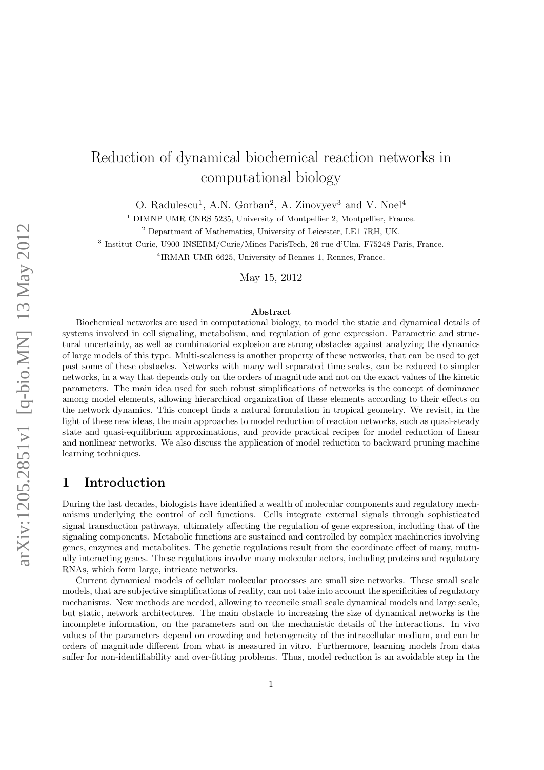# Reduction of dynamical biochemical reaction networks in computational biology

O. Radulescu[1], A.N. Gorban[2], A. Zinovyev[3] and V. Noel[4]

[1] DIMNP UMR CNRS 5235, University of Montpellier 2, Montpellier, France.
[2] Department of Mathematics, University of Leicester, LE1 7RH, UK.
[3] Institut Curie, U900 INSERM/Curie/Mines ParisTech, 26 rue d'Ulm, F75248 Paris, France.
[4]IRMAR UMR 6625, University of Rennes 1, Rennes, France.

May 15, 2012

**Abstract**

Biochemical networks are used in computational biology, to model the static and dynamical details of systems involved in cell signaling, metabolism, and regulation of gene expression. Parametric and structural uncertainty, as well as combinatorial explosion are strong obstacles against analyzing the dynamics of large models of this type. Multi-scaleness is another property of these networks, that can be used to get past some of these obstacles. Networks with many well separated time scales, can be reduced to simpler networks, in a way that depends only on the orders of magnitude and not on the exact values of the kinetic parameters. The main idea used for such robust simplifications of networks is the concept of dominance among model elements, allowing hierarchical organization of these elements according to their effects on the network dynamics. This concept finds a natural formulation in tropical geometry. We revisit, in the light of these new ideas, the main approaches to model reduction of reaction networks, such as quasi-steady state and quasi-equilibrium approximations, and provide practical recipes for model reduction of linear and nonlinear networks. We also discuss the application of model reduction to backward pruning machine learning techniques.

## 1 Introduction

During the last decades, biologists have identified a wealth of molecular components and regulatory mechanisms underlying the control of cell functions. Cells integrate external signals through sophisticated signal transduction pathways, ultimately affecting the regulation of gene expression, including that of the signaling components. Metabolic functions are sustained and controlled by complex machineries involving genes, enzymes and metabolites. The genetic regulations result from the coordinate effect of many, mutually interacting genes. These regulations involve many molecular actors, including proteins and regulatory RNAs, which form large, intricate networks.

Current dynamical models of cellular molecular processes are small size networks. These small scale models, that are subjective simplifications of reality, can not take into account the specificities of regulatory mechanisms. New methods are needed, allowing to reconcile small scale dynamical models and large scale, but static, network architectures. The main obstacle to increasing the size of dynamical networks is the incomplete information, on the parameters and on the mechanistic details of the interactions. In vivo values of the parameters depend on crowding and heterogeneity of the intracellular medium, and can be orders of magnitude different from what is measured in vitro. Furthermore, learning models from data suffer for non-identifiability and over-fitting problems. Thus, model reduction is an avoidable step in the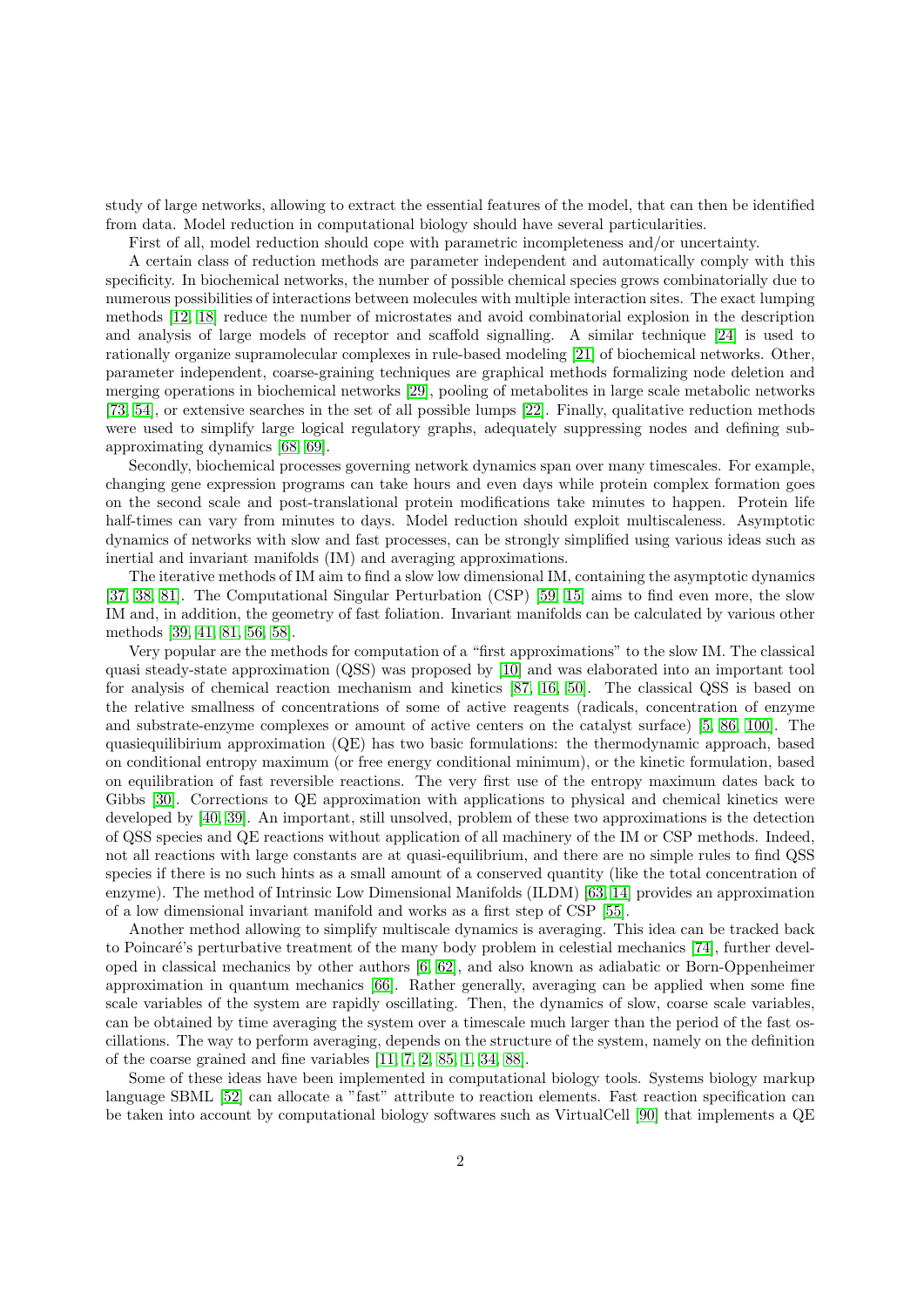study of large networks, allowing to extract the essential features of the model, that can then be identified from data. Model reduction in computational biology should have several particularities.

First of all, model reduction should cope with parametric incompleteness and/or uncertainty.

A certain class of reduction methods are parameter independent and automatically comply with this specificity. In biochemical networks, the number of possible chemical species grows combinatorially due to numerous possibilities of interactions between molecules with multiple interaction sites. The exact lumping methods [12, 18] reduce the number of microstates and avoid combinatorial explosion in the description and analysis of large models of receptor and scaffold signalling. A similar technique [24] is used to rationally organize supramolecular complexes in rule-based modeling [21] of biochemical networks. Other, parameter independent, coarse-graining techniques are graphical methods formalizing node deletion and merging operations in biochemical networks [29], pooling of metabolites in large scale metabolic networks [73, 54], or extensive searches in the set of all possible lumps [22]. Finally, qualitative reduction methods were used to simplify large logical regulatory graphs, adequately suppressing nodes and defining sub-approximating dynamics [68, 69].

Secondly, biochemical processes governing network dynamics span over many timescales. For example, changing gene expression programs can take hours and even days while protein complex formation goes on the second scale and post-translational protein modifications take minutes to happen. Protein life half-times can vary from minutes to days. Model reduction should exploit multiscaleness. Asymptotic dynamics of networks with slow and fast processes, can be strongly simplified using various ideas such as inertial and invariant manifolds (IM) and averaging approximations.

The iterative methods of IM aim to find a slow low dimensional IM, containing the asymptotic dynamics [37, 38, 81]. The Computational Singular Perturbation (CSP) [59, 15] aims to find even more, the slow IM and, in addition, the geometry of fast foliation. Invariant manifolds can be calculated by various other methods [39, 41, 81, 56, 58].

Very popular are the methods for computation of a "first approximations" to the slow IM. The classical quasi steady-state approximation (QSS) was proposed by [10] and was elaborated into an important tool for analysis of chemical reaction mechanism and kinetics [87, 16, 50]. The classical QSS is based on the relative smallness of concentrations of some of active reagents (radicals, concentration of enzyme and substrate-enzyme complexes or amount of active centers on the catalyst surface) [5, 86, 100]. The quasiequilibrium approximation (QE) has two basic formulations: the thermodynamic approach, based on conditional entropy maximum (or free energy conditional minimum), or the kinetic formulation, based on equilibration of fast reversible reactions. The very first use of the entropy maximum dates back to Gibbs [30]. Corrections to QE approximation with applications to physical and chemical kinetics were developed by [40, 39]. An important, still unsolved, problem of these two approximations is the detection of QSS species and QE reactions without application of all machinery of the IM or CSP methods. Indeed, not all reactions with large constants are at quasi-equilibrium, and there are no simple rules to find QSS species if there is no such hints as a small amount of a conserved quantity (like the total concentration of enzyme). The method of Intrinsic Low Dimensional Manifolds (ILDM) [63, 14] provides an approximation of a low dimensional invariant manifold and works as a first step of CSP [55].

Another method allowing to simplify multiscale dynamics is averaging. This idea can be tracked back to Poincaré's perturbative treatment of the many body problem in celestial mechanics [74], further developed in classical mechanics by other authors [6, 62], and also known as adiabatic or Born-Oppenheimer approximation in quantum mechanics [66]. Rather generally, averaging can be applied when some fine scale variables of the system are rapidly oscillating. Then, the dynamics of slow, coarse scale variables, can be obtained by time averaging the system over a timescale much larger than the period of the fast oscillations. The way to perform averaging, depends on the structure of the system, namely on the definition of the coarse grained and fine variables [11, 7, 2, 85, 1, 34, 88].

Some of these ideas have been implemented in computational biology tools. Systems biology markup language SBML [52] can allocate a "fast" attribute to reaction elements. Fast reaction specification can be taken into account by computational biology softwares such as VirtualCell [90] that implements a QE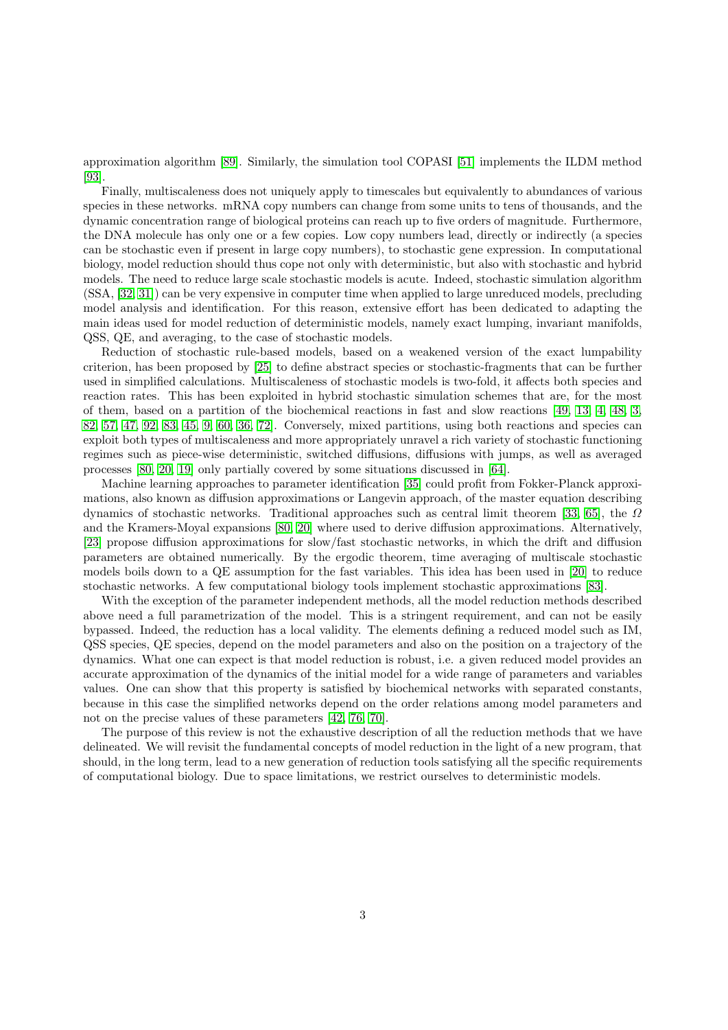approximation algorithm [89]. Similarly, the simulation tool COPASI [51] implements the ILDM method [93].

Finally, multiscaleness does not uniquely apply to timescales but equivalently to abundances of various species in these networks. mRNA copy numbers can change from some units to tens of thousands, and the dynamic concentration range of biological proteins can reach up to five orders of magnitude. Furthermore, the DNA molecule has only one or a few copies. Low copy numbers lead, directly or indirectly (a species can be stochastic even if present in large copy numbers), to stochastic gene expression. In computational biology, model reduction should thus cope not only with deterministic, but also with stochastic and hybrid models. The need to reduce large scale stochastic models is acute. Indeed, stochastic simulation algorithm (SSA, [32, 31]) can be very expensive in computer time when applied to large unreduced models, precluding model analysis and identification. For this reason, extensive effort has been dedicated to adapting the main ideas used for model reduction of deterministic models, namely exact lumping, invariant manifolds, QSS, QE, and averaging, to the case of stochastic models.

Reduction of stochastic rule-based models, based on a weakened version of the exact lumpability criterion, has been proposed by [25] to define abstract species or stochastic-fragments that can be further used in simplified calculations. Multiscaleness of stochastic models is two-fold, it affects both species and reaction rates. This has been exploited in hybrid stochastic simulation schemes that are, for the most of them, based on a partition of the biochemical reactions in fast and slow reactions [49, 13, 4, 48, 3, 82, 57, 47, 92, 83, 45, 9, 60, 36, 72]. Conversely, mixed partitions, using both reactions and species can exploit both types of multiscaleness and more appropriately unravel a rich variety of stochastic functioning regimes such as piece-wise deterministic, switched diffusions, diffusions with jumps, as well as averaged processes [80, 20, 19] only partially covered by some situations discussed in [64].

Machine learning approaches to parameter identification [35] could profit from Fokker-Planck approximations, also known as diffusion approximations or Langevin approach, of the master equation describing dynamics of stochastic networks. Traditional approaches such as central limit theorem [33, 65], the $\Omega$ and the Kramers-Moyal expansions [80, 20] where used to derive diffusion approximations. Alternatively, [23] propose diffusion approximations for slow/fast stochastic networks, in which the drift and diffusion parameters are obtained numerically. By the ergodic theorem, time averaging of multiscale stochastic models boils down to a QE assumption for the fast variables. This idea has been used in [20] to reduce stochastic networks. A few computational biology tools implement stochastic approximations [83].

With the exception of the parameter independent methods, all the model reduction methods described above need a full parametrization of the model. This is a stringent requirement, and can not be easily bypassed. Indeed, the reduction has a local validity. The elements defining a reduced model such as IM, QSS species, QE species, depend on the model parameters and also on the position on a trajectory of the dynamics. What one can expect is that model reduction is robust, i.e. a given reduced model provides an accurate approximation of the dynamics of the initial model for a wide range of parameters and variables values. One can show that this property is satisfied by biochemical networks with separated constants, because in this case the simplified networks depend on the order relations among model parameters and not on the precise values of these parameters [42, 76, 70].

The purpose of this review is not the exhaustive description of all the reduction methods that we have delineated. We will revisit the fundamental concepts of model reduction in the light of a new program, that should, in the long term, lead to a new generation of reduction tools satisfying all the specific requirements of computational biology. Due to space limitations, we restrict ourselves to deterministic models.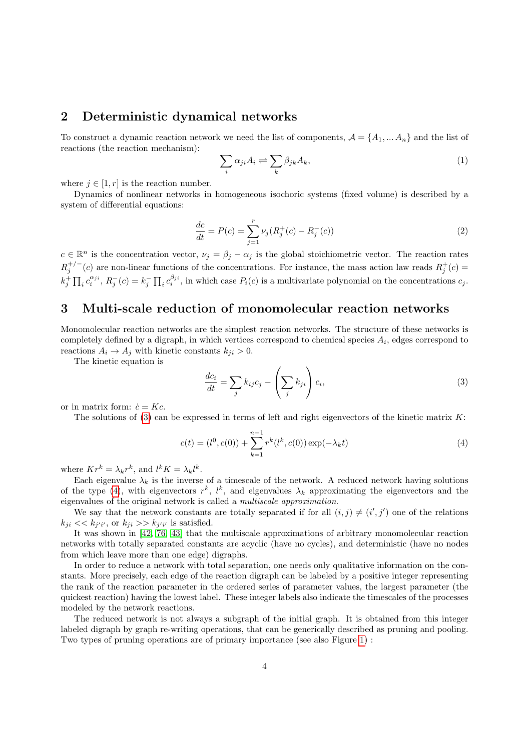## 2 Deterministic dynamical networks

To construct a dynamic reaction network we need the list of components, $\mathcal{A} = \{A_1, \dots A_n\}$ and the list of reactions (the reaction mechanism):

$$\sum_i \alpha_{ji} A_i \rightleftharpoons \sum_k \beta_{jk} A_k, \tag{1}$$

where $j \in [1, r]$ is the reaction number.

Dynamics of nonlinear networks in homogeneous isochoric systems (fixed volume) is described by a system of differential equations:

$$\frac{dc}{dt} = P(c) = \sum_{j=1}^{r} \nu_j (R_j^+(c) - R_j^-(c)) \tag{2}$$

$c \in \mathbb{R}^n$ is the concentration vector, $\nu_j = \beta_j - \alpha_j$ is the global stoichiometric vector. The reaction rates $R_j^{+/-}(c)$ are non-linear functions of the concentrations. For instance, the mass action law reads $R_j^+(c) = k_j^+ \prod_i c_i^{\alpha_{ji}}$, $R_j^-(c) = k_j^- \prod_i c_i^{\beta_{ji}}$, in which case $P_i(c)$ is a multivariate polynomial on the concentrations $c_j$.

## 3 Multi-scale reduction of monomolecular reaction networks

Monomolecular reaction networks are the simplest reaction networks. The structure of these networks is completely defined by a digraph, in which vertices correspond to chemical species $A_i$, edges correspond to reactions $A_i \to A_j$ with kinetic constants $k_{ji} > 0$.

The kinetic equation is

$$\frac{dc_i}{dt} = \sum_j k_{ij} c_j - \left( \sum_j k_{ji} \right) c_i, \tag{3}$$

or in matrix form: $\dot{c} = Kc$.

The solutions of (3) can be expressed in terms of left and right eigenvectors of the kinetic matrix $K$:

$$c(t) = (l^0, c(0)) + \sum_{k=1}^{n-1} r^k (l^k, c(0)) \exp(-\lambda_k t) \tag{4}$$

where $Kr^k = \lambda_k r^k$, and $l^k K = \lambda_k l^k$.

Each eigenvalue $\lambda_k$ is the inverse of a timescale of the network. A reduced network having solutions of the type (4), with eigenvectors $r^k$, $l^k$, and eigenvalues $\lambda_k$ approximating the eigenvectors and the eigenvalues of the original network is called a *multiscale approximation*.

We say that the network constants are totally separated if for all $(i, j) \neq (i', j')$ one of the relations $k_{ji} << k_{j'i'}$, or $k_{ji} >> k_{j'i'}$ is satisfied.

It was shown in [42, 76, 43] that the multiscale approximations of arbitrary monomolecular reaction networks with totally separated constants are acyclic (have no cycles), and deterministic (have no nodes from which leave more than one edge) digraphs.

In order to reduce a network with total separation, one needs only qualitative information on the constants. More precisely, each edge of the reaction digraph can be labeled by a positive integer representing the rank of the reaction parameter in the ordered series of parameter values, the largest parameter (the quickest reaction) having the lowest label. These integer labels also indicate the timescales of the processes modeled by the network reactions.

The reduced network is not always a subgraph of the initial graph. It is obtained from this integer labeled digraph by graph re-writing operations, that can be generically described as pruning and pooling. Two types of pruning operations are of primary importance (see also Figure 1) :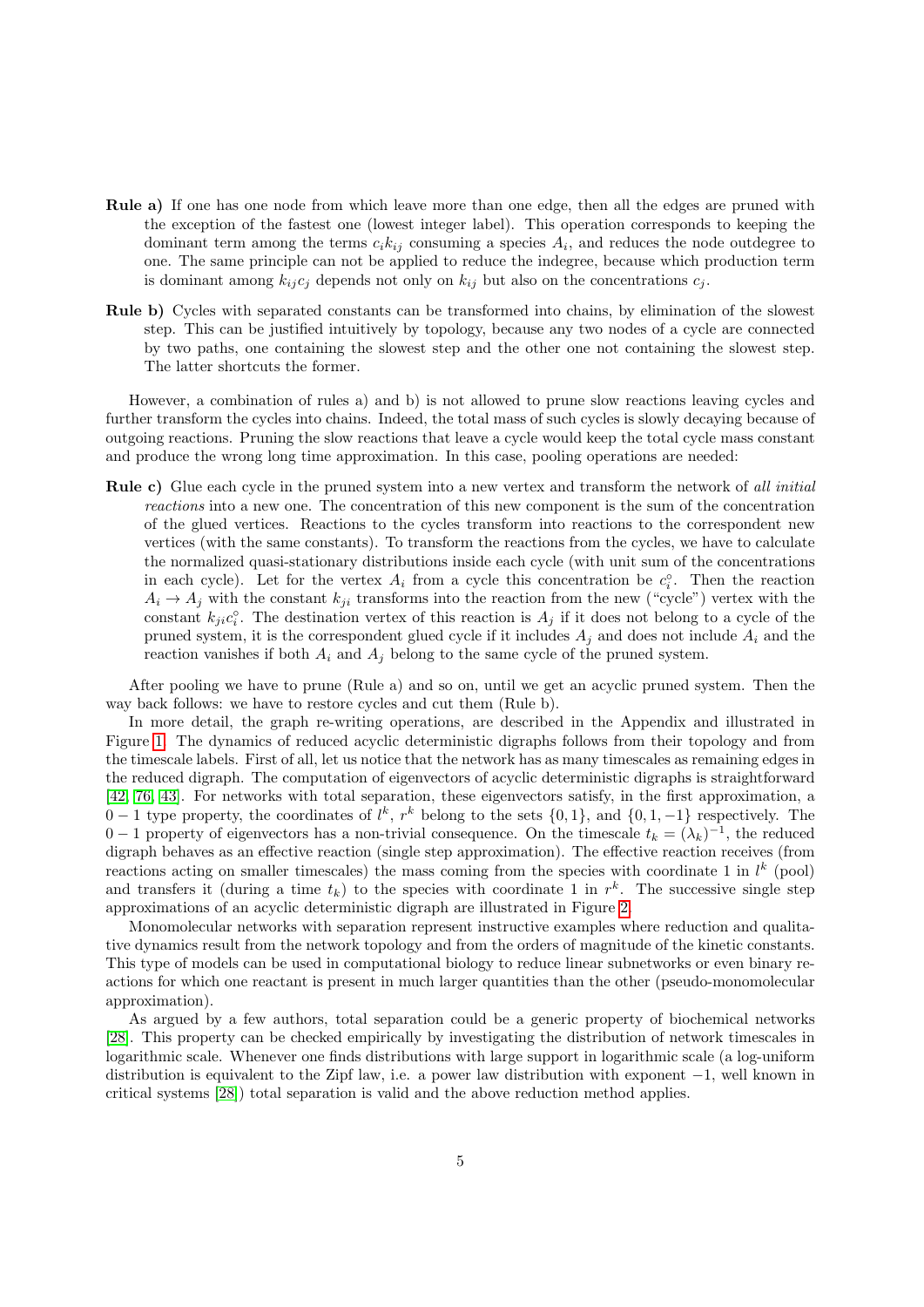**Rule a)** If one has one node from which leave more than one edge, then all the edges are pruned with the exception of the fastest one (lowest integer label). This operation corresponds to keeping the dominant term among the terms $c_i k_{ij}$ consuming a species $A_i$, and reduces the node outdegree to one. The same principle can not be applied to reduce the indegree, because which production term is dominant among $k_{ij} c_j$ depends not only on $k_{ij}$ but also on the concentrations $c_j$.

**Rule b)** Cycles with separated constants can be transformed into chains, by elimination of the slowest step. This can be justified intuitively by topology, because any two nodes of a cycle are connected by two paths, one containing the slowest step and the other one not containing the slowest step. The latter shortcuts the former.

However, a combination of rules a) and b) is not allowed to prune slow reactions leaving cycles and further transform the cycles into chains. Indeed, the total mass of such cycles is slowly decaying because of outgoing reactions. Pruning the slow reactions that leave a cycle would keep the total cycle mass constant and produce the wrong long time approximation. In this case, pooling operations are needed:

**Rule c)** Glue each cycle in the pruned system into a new vertex and transform the network of *all initial reactions* into a new one. The concentration of this new component is the sum of the concentration of the glued vertices. Reactions to the cycles transform into reactions to the correspondent new vertices (with the same constants). To transform the reactions from the cycles, we have to calculate the normalized quasi-stationary distributions inside each cycle (with unit sum of the concentrations in each cycle). Let for the vertex $A_i$ from a cycle this concentration be $c_i^\circ$. Then the reaction $A_i \to A_j$ with the constant $k_{ji}$ transforms into the reaction from the new ("cycle") vertex with the constant $k_{ji} c_i^\circ$. The destination vertex of this reaction is $A_j$ if it does not belong to a cycle of the pruned system, it is the correspondent glued cycle if it includes $A_j$ and does not include $A_i$ and the reaction vanishes if both $A_i$ and $A_j$ belong to the same cycle of the pruned system.

After pooling we have to prune (Rule a) and so on, until we get an acyclic pruned system. Then the way back follows: we have to restore cycles and cut them (Rule b).

In more detail, the graph re-writing operations, are described in the Appendix and illustrated in Figure 1. The dynamics of reduced acyclic deterministic digraphs follows from their topology and from the timescale labels. First of all, let us notice that the network has as many timescales as remaining edges in the reduced digraph. The computation of eigenvectors of acyclic deterministic digraphs is straightforward [42, 76, 43]. For networks with total separation, these eigenvectors satisfy, in the first approximation, a $0-1$ type property, the coordinates of $l^k$, $r^k$ belong to the sets $\{0, 1\}$, and $\{0, 1, -1\}$ respectively. The $0-1$ property of eigenvectors has a non-trivial consequence. On the timescale $t_k = (\lambda_k)^{-1}$, the reduced digraph behaves as an effective reaction (single step approximation). The effective reaction receives (from reactions acting on smaller timescales) the mass coming from the species with coordinate 1 in $l^k$ (pool) and transfers it (during a time $t_k$) to the species with coordinate 1 in $r^k$. The successive single step approximations of an acyclic deterministic digraph are illustrated in Figure 2.

Monomolecular networks with separation represent instructive examples where reduction and qualitative dynamics result from the network topology and from the orders of magnitude of the kinetic constants. This type of models can be used in computational biology to reduce linear subnetworks or even binary reactions for which one reactant is present in much larger quantities than the other (pseudo-monomolecular approximation).

As argued by a few authors, total separation could be a generic property of biochemical networks [28]. This property can be checked empirically by investigating the distribution of network timescales in logarithmic scale. Whenever one finds distributions with large support in logarithmic scale (a log-uniform distribution is equivalent to the Zipf law, i.e. a power law distribution with exponent $-1$, well known in critical systems [28]) total separation is valid and the above reduction method applies.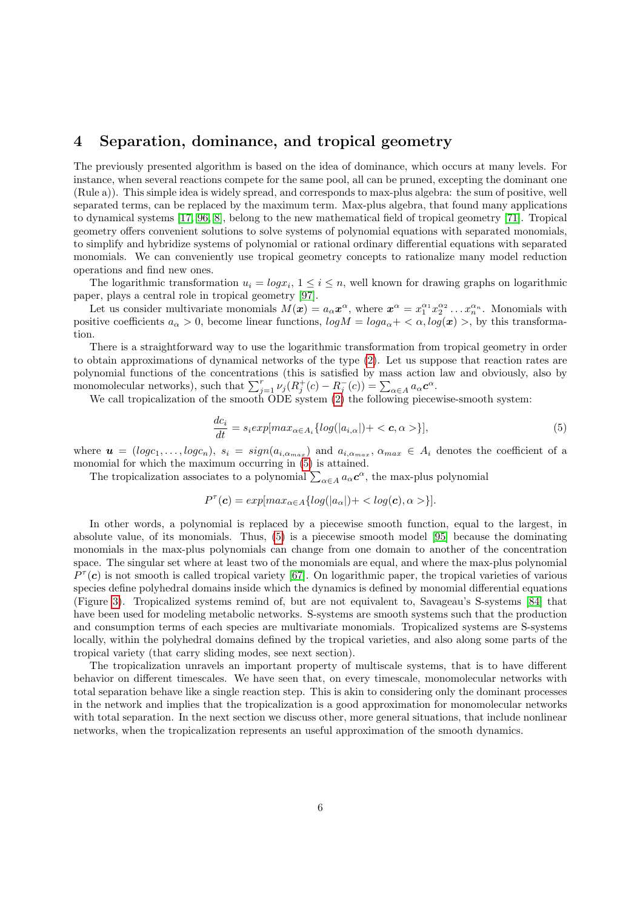## 4 Separation, dominance, and tropical geometry

The previously presented algorithm is based on the idea of dominance, which occurs at many levels. For instance, when several reactions compete for the same pool, all can be pruned, excepting the dominant one (Rule a)). This simple idea is widely spread, and corresponds to max-plus algebra: the sum of positive, well separated terms, can be replaced by the maximum term. Max-plus algebra, that found many applications to dynamical systems [17, 96, 8], belong to the new mathematical field of tropical geometry [71]. Tropical geometry offers convenient solutions to solve systems of polynomial equations with separated monomials, to simplify and hybridize systems of polynomial or rational ordinary differential equations with separated monomials. We can conveniently use tropical geometry concepts to rationalize many model reduction operations and find new ones.

The logarithmic transformation $u_i = log x_i$, $1 \leq i \leq n$, well known for drawing graphs on logarithmic paper, plays a central role in tropical geometry [97].

Let us consider multivariate monomials $M(\boldsymbol{x}) = a_\alpha \boldsymbol{x}^\alpha$, where $\boldsymbol{x}^\alpha = x_1^{\alpha_1} x_2^{\alpha_2} \dots x_n^{\alpha_n}$. Monomials with positive coefficients $a_\alpha > 0$, become linear functions, $log M = log a_\alpha + < \alpha, log(\boldsymbol{x}) >$, by this transformation.

There is a straightforward way to use the logarithmic transformation from tropical geometry in order to obtain approximations of dynamical networks of the type (2). Let us suppose that reaction rates are polynomial functions of the concentrations (this is satisfied by mass action law and obviously, also by monomolecular networks), such that $\sum_{j=1}^{r} \nu_j (R_j^+(c) - R_j^-(c)) = \sum_{\alpha \in A} a_\alpha \boldsymbol{c}^\alpha$.

We call tropicalization of the smooth ODE system (2) the following piecewise-smooth system:

$$\frac{dc_i}{dt} = s_i exp[max_{\alpha \in A_i}\{log(|a_{i,\alpha}|) + < \boldsymbol{c}, \alpha >\}], \tag{5}$$

where $\boldsymbol{u} = (log c_1, \dots, log c_n)$, $s_i = sign(a_{i,\alpha_{max}})$ and $a_{i,\alpha_{max}}$, $\alpha_{max} \in A_i$ denotes the coefficient of a monomial for which the maximum occurring in (5) is attained.

The tropicalization associates to a polynomial $\sum_{\alpha \in A} a_\alpha \boldsymbol{c}^\alpha$, the max-plus polynomial

$$P^\tau(\boldsymbol{c}) = exp[max_{\alpha \in A}\{log(|a_\alpha|) + < log(\boldsymbol{c}), \alpha >\}].$$

In other words, a polynomial is replaced by a piecewise smooth function, equal to the largest, in absolute value, of its monomials. Thus, (5) is a piecewise smooth model [95] because the dominating monomials in the max-plus polynomials can change from one domain to another of the concentration space. The singular set where at least two of the monomials are equal, and where the max-plus polynomial $P^\tau(\boldsymbol{c})$ is not smooth is called tropical variety [67]. On logarithmic paper, the tropical varieties of various species define polyhedral domains inside which the dynamics is defined by monomial differential equations (Figure 3). Tropicalized systems remind of, but are not equivalent to, Savageau's S-systems [84] that have been used for modeling metabolic networks. S-systems are smooth systems such that the production and consumption terms of each species are multivariate monomials. Tropicalized systems are S-systems locally, within the polyhedral domains defined by the tropical varieties, and also along some parts of the tropical variety (that carry sliding modes, see next section).

The tropicalization unravels an important property of multiscale systems, that is to have different behavior on different timescales. We have seen that, on every timescale, monomolecular networks with total separation behave like a single reaction step. This is akin to considering only the dominant processes in the network and implies that the tropicalization is a good approximation for monomolecular networks with total separation. In the next section we discuss other, more general situations, that include nonlinear networks, when the tropicalization represents an useful approximation of the smooth dynamics.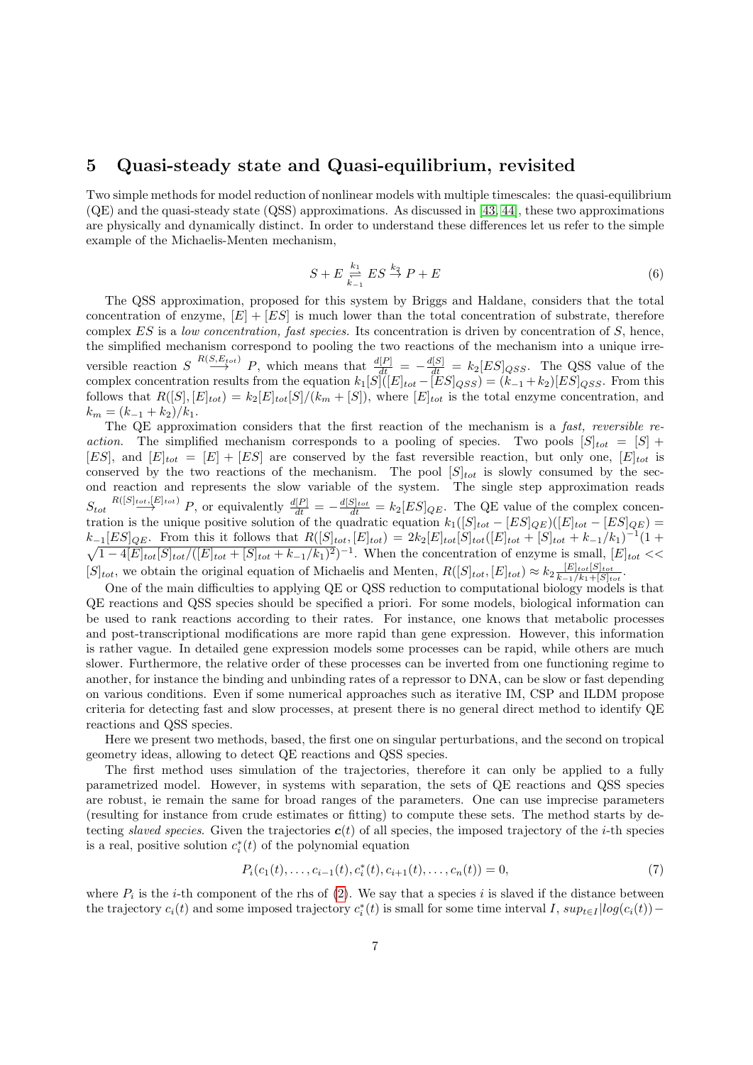## 5 Quasi-steady state and Quasi-equilibrium, revisited

Two simple methods for model reduction of nonlinear models with multiple timescales: the quasi-equilibrium (QE) and the quasi-steady state (QSS) approximations. As discussed in [43, 44], these two approximations are physically and dynamically distinct. In order to understand these differences let us refer to the simple example of the Michaelis-Menten mechanism,

$$S + E \underset{k_{-1}}{\overset{k_1}{\rightleftharpoons}} ES \overset{k_2}{\to} P + E \tag{6}$$

The QSS approximation, proposed for this system by Briggs and Haldane, considers that the total concentration of enzyme, $[E] + [ES]$ is much lower than the total concentration of substrate, therefore complex $ES$ is a *low concentration, fast species*. Its concentration is driven by concentration of $S$, hence, the simplified mechanism correspond to pooling the two reactions of the mechanism into a unique irreversible reaction $S \overset{R(S,E_{tot})}{\longrightarrow} P$, which means that $\frac{d[P]}{dt} = -\frac{d[S]}{dt} = k_2[ES]_{QSS}$. The QSS value of the complex concentration results from the equation $k_1[S]([E]_{tot} - [ES]_{QSS}) = (k_{-1}+k_2)[ES]_{QSS}$. From this follows that $R([S],[E]_{tot}) = k_2[E]_{tot}[S]/(k_m + [S])$, where $[E]_{tot}$ is the total enzyme concentration, and $k_m = (k_{-1}+k_2)/k_1$.

The QE approximation considers that the first reaction of the mechanism is a *fast, reversible reaction*. The simplified mechanism corresponds to a pooling of species. Two pools $[S]_{tot} = [S] + [ES]$, and $[E]_{tot} = [E] + [ES]$ are conserved by the fast reversible reaction, but only one, $[E]_{tot}$ is conserved by the two reactions of the mechanism. The pool $[S]_{tot}$ is slowly consumed by the second reaction and represents the slow variable of the system. The single step approximation reads $S_{tot} \overset{R([S]_{tot},[E]_{tot})}{\longrightarrow} P$, or equivalently $\frac{d[P]}{dt} = -\frac{d[S]_{tot}}{dt} = k_2[ES]_{QE}$. The QE value of the complex concentration is the unique positive solution of the quadratic equation $k_1([S]_{tot} - [ES]_{QE})([E]_{tot} - [ES]_{QE}) = k_{-1}[ES]_{QE}$. From this it follows that $R([S]_{tot},[E]_{tot}) = 2k_2[E]_{tot}[S]_{tot}([E]_{tot} + [S]_{tot} + k_{-1}/k_1)^{-1}(1 + \sqrt{1 - 4[E]_{tot}[S]_{tot}/([E]_{tot} + [S]_{tot} + k_{-1}/k_1)^2})^{-1}$. When the concentration of enzyme is small, $[E]_{tot} << [S]_{tot}$, we obtain the original equation of Michaelis and Menten, $R([S]_{tot},[E]_{tot}) \approx k_2 \frac{[E]_{tot}[S]_{tot}}{k_{-1}/k_1 + [S]_{tot}}$.

One of the main difficulties to applying QE or QSS reduction to computational biology models is that QE reactions and QSS species should be specified a priori. For some models, biological information can be used to rank reactions according to their rates. For instance, one knows that metabolic processes and post-transcriptional modifications are more rapid than gene expression. However, this information is rather vague. In detailed gene expression models some processes can be rapid, while others are much slower. Furthermore, the relative order of these processes can be inverted from one functioning regime to another, for instance the binding and unbinding rates of a repressor to DNA, can be slow or fast depending on various conditions. Even if some numerical approaches such as iterative IM, CSP and ILDM propose criteria for detecting fast and slow processes, at present there is no general direct method to identify QE reactions and QSS species.

Here we present two methods, based, the first one on singular perturbations, and the second on tropical geometry ideas, allowing to detect QE reactions and QSS species.

The first method uses simulation of the trajectories, therefore it can only be applied to a fully parametrized model. However, in systems with separation, the sets of QE reactions and QSS species are robust, ie remain the same for broad ranges of the parameters. One can use imprecise parameters (resulting for instance from crude estimates or fitting) to compute these sets. The method starts by detecting *slaved species*. Given the trajectories $\boldsymbol{c}(t)$ of all species, the imposed trajectory of the $i$-th species is a real, positive solution $c_i^*(t)$ of the polynomial equation

$$P_i(c_1(t), \ldots, c_{i-1}(t), c_i^*(t), c_{i+1}(t), \ldots, c_n(t)) = 0, \tag{7}$$

where $P_i$ is the $i$-th component of the rhs of (2). We say that a species $i$ is slaved if the distance between the trajectory $c_i(t)$ and some imposed trajectory $c_i^*(t)$ is small for some time interval $I$, $sup_{t \in I}|log(c_i(t)) -$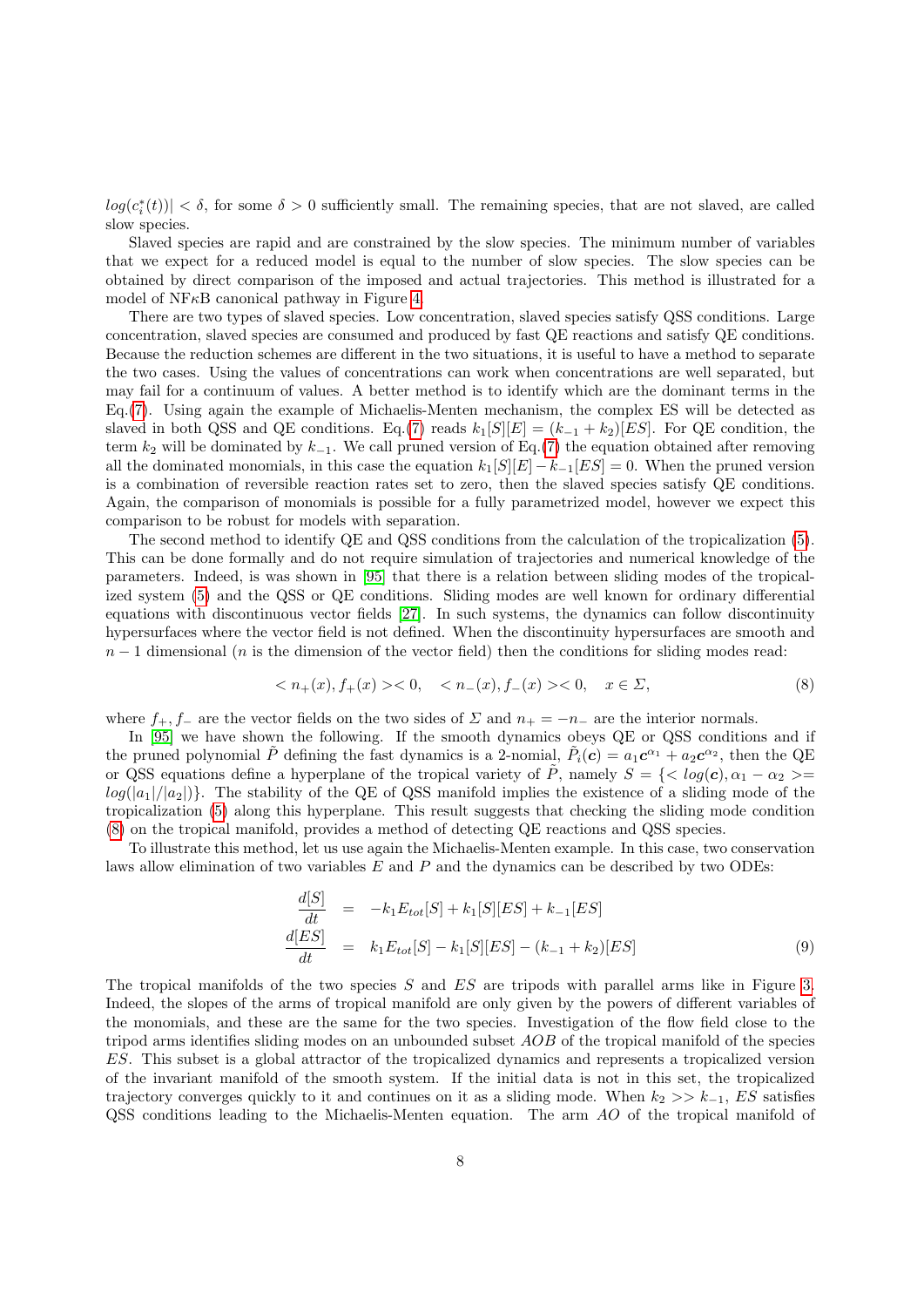$log(c_i^*(t))| < \delta$, for some $\delta > 0$ sufficiently small. The remaining species, that are not slaved, are called slow species.

Slaved species are rapid and are constrained by the slow species. The minimum number of variables that we expect for a reduced model is equal to the number of slow species. The slow species can be obtained by direct comparison of the imposed and actual trajectories. This method is illustrated for a model of NF$\kappa$B canonical pathway in Figure 4.

There are two types of slaved species. Low concentration, slaved species satisfy QSS conditions. Large concentration, slaved species are consumed and produced by fast QE reactions and satisfy QE conditions. Because the reduction schemes are different in the two situations, it is useful to have a method to separate the two cases. Using the values of concentrations can work when concentrations are well separated, but may fail for a continuum of values. A better method is to identify which are the dominant terms in the Eq.(7). Using again the example of Michaelis-Menten mechanism, the complex ES will be detected as slaved in both QSS and QE conditions. Eq.(7) reads $k_1[S][E] = (k_{-1} + k_2)[ES]$. For QE condition, the term $k_2$ will be dominated by $k_{-1}$. We call pruned version of Eq.(7) the equation obtained after removing all the dominated monomials, in this case the equation $k_1[S][E] - k_{-1}[ES] = 0$. When the pruned version is a combination of reversible reaction rates set to zero, then the slaved species satisfy QE conditions. Again, the comparison of monomials is possible for a fully parametrized model, however we expect this comparison to be robust for models with separation.

The second method to identify QE and QSS conditions from the calculation of the tropicalization (5). This can be done formally and do not require simulation of trajectories and numerical knowledge of the parameters. Indeed, is was shown in [95] that there is a relation between sliding modes of the tropicalized system (5) and the QSS or QE conditions. Sliding modes are well known for ordinary differential equations with discontinuous vector fields [27]. In such systems, the dynamics can follow discontinuity hypersurfaces where the vector field is not defined. When the discontinuity hypersurfaces are smooth and $n-1$ dimensional ($n$ is the dimension of the vector field) then the conditions for sliding modes read:

$$< n_+(x), f_+(x) >< 0, \quad < n_-(x), f_-(x) >< 0, \quad x \in \Sigma, \tag{8}$$

where $f_+, f_-$ are the vector fields on the two sides of $\Sigma$ and $n_+ = -n_-$ are the interior normals.

In [95] we have shown the following. If the smooth dynamics obeys QE or QSS conditions and if the pruned polynomial $\tilde{P}$ defining the fast dynamics is a 2-nomial, $\tilde{P}_i(\boldsymbol{c}) = a_1 \boldsymbol{c}^{\alpha_1} + a_2 \boldsymbol{c}^{\alpha_2}$, then the QE or QSS equations define a hyperplane of the tropical variety of $\tilde{P}$, namely $S = \{< log(\boldsymbol{c}), \alpha_1 - \alpha_2 >= log(|a_1|/|a_2|)\}$. The stability of the QE of QSS manifold implies the existence of a sliding mode of the tropicalization (5) along this hyperplane. This result suggests that checking the sliding mode condition (8) on the tropical manifold, provides a method of detecting QE reactions and QSS species.

To illustrate this method, let us use again the Michaelis-Menten example. In this case, two conservation laws allow elimination of two variables $E$ and $P$ and the dynamics can be described by two ODEs:

$$\begin{aligned}
\frac{d[S]}{dt} &= -k_1 E_{tot}[S] + k_1[S][ES] + k_{-1}[ES] \\
\frac{d[ES]}{dt} &= k_1 E_{tot}[S] - k_1[S][ES] - (k_{-1} + k_2)[ES]
\end{aligned} \tag{9}$$

The tropical manifolds of the two species $S$ and $ES$ are tripods with parallel arms like in Figure 3. Indeed, the slopes of the arms of tropical manifold are only given by the powers of different variables of the monomials, and these are the same for the two species. Investigation of the flow field close to the tripod arms identifies sliding modes on an unbounded subset $AOB$ of the tropical manifold of the species $ES$. This subset is a global attractor of the tropicalized dynamics and represents a tropicalized version of the invariant manifold of the smooth system. If the initial data is not in this set, the tropicalized trajectory converges quickly to it and continues on it as a sliding mode. When $k_2 >> k_{-1}$, $ES$ satisfies QSS conditions leading to the Michaelis-Menten equation. The arm $AO$ of the tropical manifold of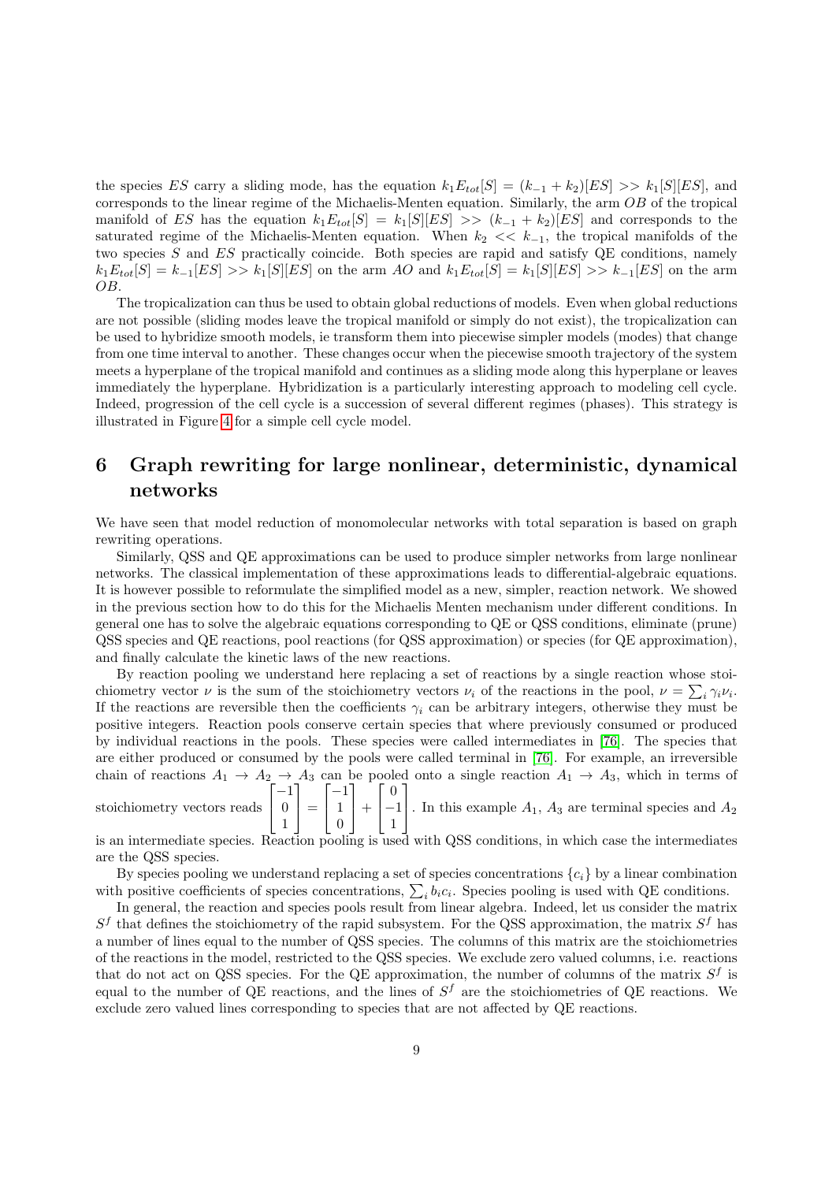the species $ES$ carry a sliding mode, has the equation $k_1 E_{tot}[S] = (k_{-1} + k_2)[ES] >> k_1[S][ES]$, and corresponds to the linear regime of the Michaelis-Menten equation. Similarly, the arm $OB$ of the tropical manifold of $ES$ has the equation $k_1 E_{tot}[S] = k_1[S][ES] >> (k_{-1} + k_2)[ES]$ and corresponds to the saturated regime of the Michaelis-Menten equation. When $k_2 << k_{-1}$, the tropical manifolds of the two species $S$ and $ES$ practically coincide. Both species are rapid and satisfy QE conditions, namely $k_1 E_{tot}[S] = k_{-1}[ES] >> k_1[S][ES]$ on the arm $AO$ and $k_1 E_{tot}[S] = k_1[S][ES] >> k_{-1}[ES]$ on the arm $OB$.

The tropicalization can thus be used to obtain global reductions of models. Even when global reductions are not possible (sliding modes leave the tropical manifold or simply do not exist), the tropicalization can be used to hybridize smooth models, ie transform them into piecewise simpler models (modes) that change from one time interval to another. These changes occur when the piecewise smooth trajectory of the system meets a hyperplane of the tropical manifold and continues as a sliding mode along this hyperplane or leaves immediately the hyperplane. Hybridization is a particularly interesting approach to modeling cell cycle. Indeed, progression of the cell cycle is a succession of several different regimes (phases). This strategy is illustrated in Figure 4 for a simple cell cycle model.

# 6 Graph rewriting for large nonlinear, deterministic, dynamical networks

We have seen that model reduction of monomolecular networks with total separation is based on graph rewriting operations.

Similarly, QSS and QE approximations can be used to produce simpler networks from large nonlinear networks. The classical implementation of these approximations leads to differential-algebraic equations. It is however possible to reformulate the simplified model as a new, simpler, reaction network. We showed in the previous section how to do this for the Michaelis Menten mechanism under different conditions. In general one has to solve the algebraic equations corresponding to QE or QSS conditions, eliminate (prune) QSS species and QE reactions, pool reactions (for QSS approximation) or species (for QE approximation), and finally calculate the kinetic laws of the new reactions.

By reaction pooling we understand here replacing a set of reactions by a single reaction whose stoichiometry vector $\nu$ is the sum of the stoichiometry vectors $\nu_i$ of the reactions in the pool, $\nu = \sum_i \gamma_i \nu_i$. If the reactions are reversible then the coefficients $\gamma_i$ can be arbitrary integers, otherwise they must be positive integers. Reaction pools conserve certain species that where previously consumed or produced by individual reactions in the pools. These species were called intermediates in [76]. The species that are either produced or consumed by the pools were called terminal in [76]. For example, an irreversible chain of reactions $A_1 \to A_2 \to A_3$ can be pooled onto a single reaction $A_1 \to A_3$, which in terms of stoichiometry vectors reads $\begin{bmatrix} -1 \\ 0 \\ 1 \end{bmatrix} = \begin{bmatrix} -1 \\ 1 \\ 0 \end{bmatrix} + \begin{bmatrix} 0 \\ -1 \\ 1 \end{bmatrix}$. In this example $A_1$, $A_3$ are terminal species and $A_2$ is an intermediate species. Reaction pooling is used with QSS conditions, in which case the intermediates are the QSS species.

By species pooling we understand replacing a set of species concentrations $\{c_i\}$ by a linear combination with positive coefficients of species concentrations, $\sum_i b_i c_i$. Species pooling is used with QE conditions.

In general, the reaction and species pools result from linear algebra. Indeed, let us consider the matrix $S^f$ that defines the stoichiometry of the rapid subsystem. For the QSS approximation, the matrix $S^f$ has a number of lines equal to the number of QSS species. The columns of this matrix are the stoichiometries of the reactions in the model, restricted to the QSS species. We exclude zero valued columns, i.e. reactions that do not act on QSS species. For the QE approximation, the number of columns of the matrix $S^f$ is equal to the number of QE reactions, and the lines of $S^f$ are the stoichiometries of QE reactions. We exclude zero valued lines corresponding to species that are not affected by QE reactions.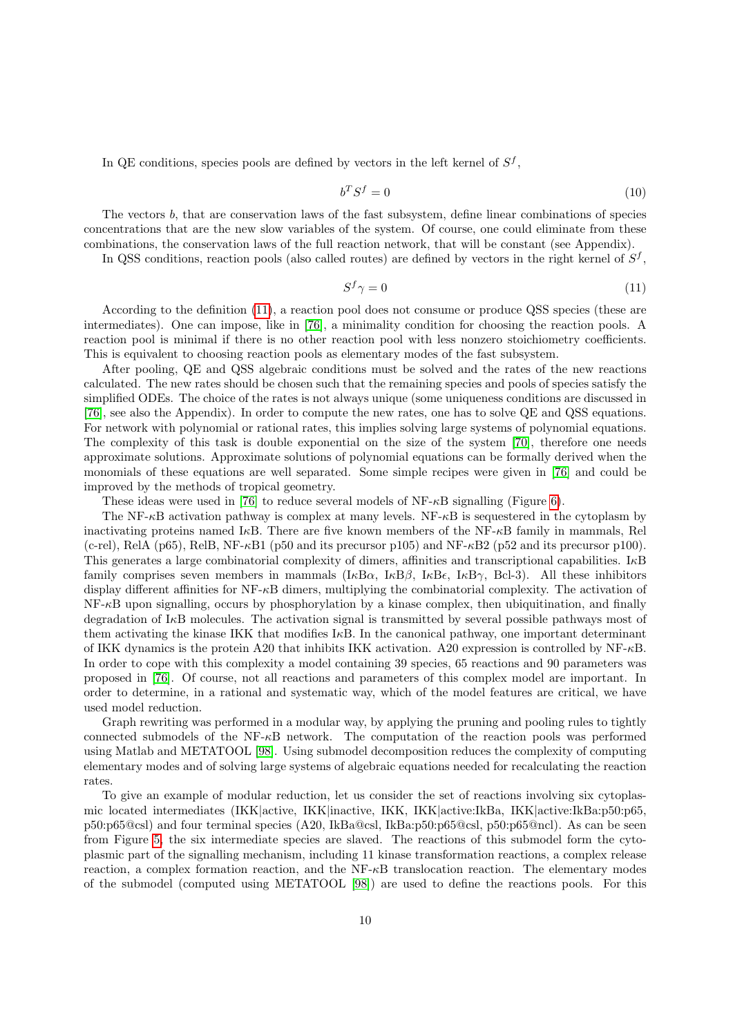In QE conditions, species pools are defined by vectors in the left kernel of $S^f$,

$$b^T S^f = 0 \tag{10}$$

The vectors $b$, that are conservation laws of the fast subsystem, define linear combinations of species concentrations that are the new slow variables of the system. Of course, one could eliminate from these combinations, the conservation laws of the full reaction network, that will be constant (see Appendix).

In QSS conditions, reaction pools (also called routes) are defined by vectors in the right kernel of $S^f$,

$$S^f \gamma = 0 \tag{11}$$

According to the definition (11), a reaction pool does not consume or produce QSS species (these are intermediates). One can impose, like in [76], a minimality condition for choosing the reaction pools. A reaction pool is minimal if there is no other reaction pool with less nonzero stoichiometry coefficients. This is equivalent to choosing reaction pools as elementary modes of the fast subsystem.

After pooling, QE and QSS algebraic conditions must be solved and the rates of the new reactions calculated. The new rates should be chosen such that the remaining species and pools of species satisfy the simplified ODEs. The choice of the rates is not always unique (some uniqueness conditions are discussed in [76], see also the Appendix). In order to compute the new rates, one has to solve QE and QSS equations. For network with polynomial or rational rates, this implies solving large systems of polynomial equations. The complexity of this task is double exponential on the size of the system [70], therefore one needs approximate solutions. Approximate solutions of polynomial equations can be formally derived when the monomials of these equations are well separated. Some simple recipes were given in [76] and could be improved by the methods of tropical geometry.

These ideas were used in [76] to reduce several models of NF-$\kappa$B signalling (Figure 6).

The NF-$\kappa$B activation pathway is complex at many levels. NF-$\kappa$B is sequestered in the cytoplasm by inactivating proteins named I$\kappa$B. There are five known members of the NF-$\kappa$B family in mammals, Rel (c-rel), RelA (p65), RelB, NF-$\kappa$B1 (p50 and its precursor p105) and NF-$\kappa$B2 (p52 and its precursor p100). This generates a large combinatorial complexity of dimers, affinities and transcriptional capabilities. I$\kappa$B family comprises seven members in mammals (I$\kappa$B$\alpha$, I$\kappa$B$\beta$, I$\kappa$B$\epsilon$, I$\kappa$B$\gamma$, Bcl-3). All these inhibitors display different affinities for NF-$\kappa$B dimers, multiplying the combinatorial complexity. The activation of NF-$\kappa$B upon signalling, occurs by phosphorylation by a kinase complex, then ubiquitination, and finally degradation of I$\kappa$B molecules. The activation signal is transmitted by several possible pathways most of them activating the kinase IKK that modifies I$\kappa$B. In the canonical pathway, one important determinant of IKK dynamics is the protein A20 that inhibits IKK activation. A20 expression is controlled by NF-$\kappa$B. In order to cope with this complexity a model containing 39 species, 65 reactions and 90 parameters was proposed in [76]. Of course, not all reactions and parameters of this complex model are important. In order to determine, in a rational and systematic way, which of the model features are critical, we have used model reduction.

Graph rewriting was performed in a modular way, by applying the pruning and pooling rules to tightly connected submodels of the NF-$\kappa$B network. The computation of the reaction pools was performed using Matlab and METATOOL [98]. Using submodel decomposition reduces the complexity of computing elementary modes and of solving large systems of algebraic equations needed for recalculating the reaction rates.

To give an example of modular reduction, let us consider the set of reactions involving six cytoplasmic located intermediates (IKK|active, IKK|inactive, IKK, IKK|active:IkBa, IKK|active:IkBa:p50:p65, p50:p65@csl) and four terminal species (A20, IkBa@csl, IkBa:p50:p65@csl, p50:p65@ncl). As can be seen from Figure 5, the six intermediate species are slaved. The reactions of this submodel form the cytoplasmic part of the signalling mechanism, including 11 kinase transformation reactions, a complex release reaction, a complex formation reaction, and the NF-$\kappa$B translocation reaction. The elementary modes of the submodel (computed using METATOOL [98]) are used to define the reactions pools. For this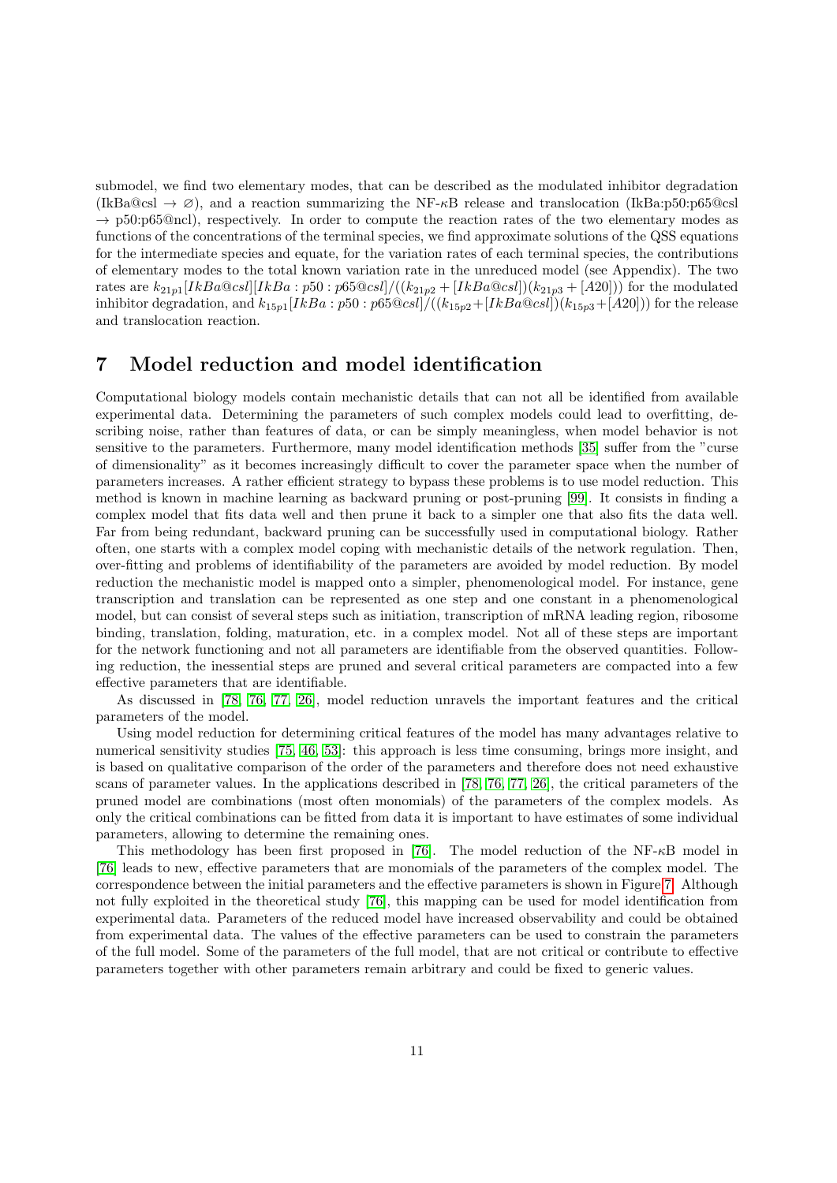submodel, we find two elementary modes, that can be described as the modulated inhibitor degradation (IkBa@csl $\to \varnothing$), and a reaction summarizing the NF-$\kappa$B release and translocation (IkBa:p50:p65@csl $\to$ p50:p65@ncl), respectively. In order to compute the reaction rates of the two elementary modes as functions of the concentrations of the terminal species, we find approximate solutions of the QSS equations for the intermediate species and equate, for the variation rates of each terminal species, the contributions of elementary modes to the total known variation rate in the unreduced model (see Appendix). The two rates are $k_{21p1}[IkBa@csl][IkBa:p50:p65@csl]/((k_{21p2}+[IkBa@csl])(k_{21p3}+[A20]))$ for the modulated inhibitor degradation, and $k_{15p1}[IkBa:p50:p65@csl]/((k_{15p2}+[IkBa@csl])(k_{15p3}+[A20]))$ for the release and translocation reaction.

## 7 Model reduction and model identification

Computational biology models contain mechanistic details that can not all be identified from available experimental data. Determining the parameters of such complex models could lead to overfitting, describing noise, rather than features of data, or can be simply meaningless, when model behavior is not sensitive to the parameters. Furthermore, many model identification methods [35] suffer from the "curse of dimensionality" as it becomes increasingly difficult to cover the parameter space when the number of parameters increases. A rather efficient strategy to bypass these problems is to use model reduction. This method is known in machine learning as backward pruning or post-pruning [99]. It consists in finding a complex model that fits data well and then prune it back to a simpler one that also fits the data well. Far from being redundant, backward pruning can be successfully used in computational biology. Rather often, one starts with a complex model coping with mechanistic details of the network regulation. Then, over-fitting and problems of identifiability of the parameters are avoided by model reduction. By model reduction the mechanistic model is mapped onto a simpler, phenomenological model. For instance, gene transcription and translation can be represented as one step and one constant in a phenomenological model, but can consist of several steps such as initiation, transcription of mRNA leading region, ribosome binding, translation, folding, maturation, etc. in a complex model. Not all of these steps are important for the network functioning and not all parameters are identifiable from the observed quantities. Following reduction, the inessential steps are pruned and several critical parameters are compacted into a few effective parameters that are identifiable.

As discussed in [78, 76, 77, 26], model reduction unravels the important features and the critical parameters of the model.

Using model reduction for determining critical features of the model has many advantages relative to numerical sensitivity studies [75, 46, 53]: this approach is less time consuming, brings more insight, and is based on qualitative comparison of the order of the parameters and therefore does not need exhaustive scans of parameter values. In the applications described in [78, 76, 77, 26], the critical parameters of the pruned model are combinations (most often monomials) of the parameters of the complex models. As only the critical combinations can be fitted from data it is important to have estimates of some individual parameters, allowing to determine the remaining ones.

This methodology has been first proposed in [76]. The model reduction of the NF-$\kappa$B model in [76] leads to new, effective parameters that are monomials of the parameters of the complex model. The correspondence between the initial parameters and the effective parameters is shown in Figure 7. Although not fully exploited in the theoretical study [76], this mapping can be used for model identification from experimental data. Parameters of the reduced model have increased observability and could be obtained from experimental data. The values of the effective parameters can be used to constrain the parameters of the full model. Some of the parameters of the full model, that are not critical or contribute to effective parameters together with other parameters remain arbitrary and could be fixed to generic values.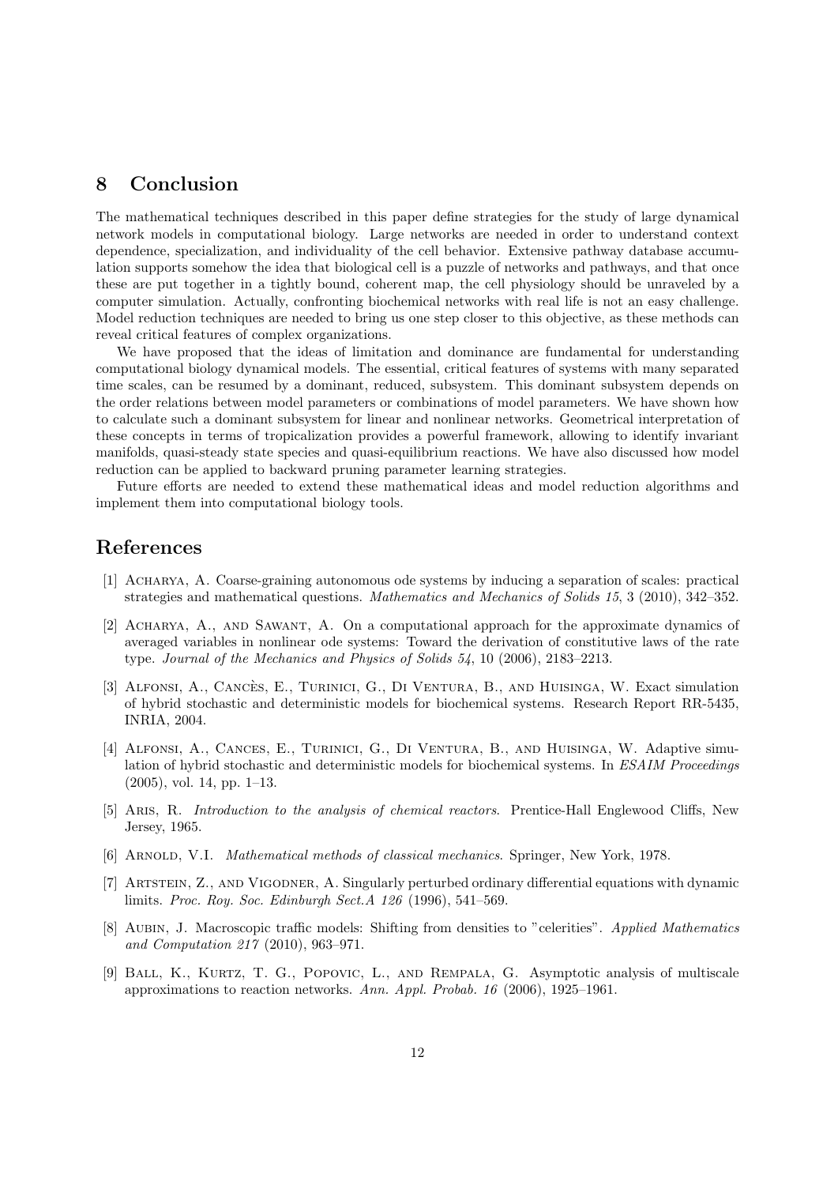## 8 Conclusion

The mathematical techniques described in this paper define strategies for the study of large dynamical network models in computational biology. Large networks are needed in order to understand context dependence, specialization, and individuality of the cell behavior. Extensive pathway database accumulation supports somehow the idea that biological cell is a puzzle of networks and pathways, and that once these are put together in a tightly bound, coherent map, the cell physiology should be unraveled by a computer simulation. Actually, confronting biochemical networks with real life is not an easy challenge. Model reduction techniques are needed to bring us one step closer to this objective, as these methods can reveal critical features of complex organizations.

We have proposed that the ideas of limitation and dominance are fundamental for understanding computational biology dynamical models. The essential, critical features of systems with many separated time scales, can be resumed by a dominant, reduced, subsystem. This dominant subsystem depends on the order relations between model parameters or combinations of model parameters. We have shown how to calculate such a dominant subsystem for linear and nonlinear networks. Geometrical interpretation of these concepts in terms of tropicalization provides a powerful framework, allowing to identify invariant manifolds, quasi-steady state species and quasi-equilibrium reactions. We have also discussed how model reduction can be applied to backward pruning parameter learning strategies.

Future efforts are needed to extend these mathematical ideas and model reduction algorithms and implement them into computational biology tools.

# References

[1] Acharya, A. Coarse-graining autonomous ode systems by inducing a separation of scales: practical strategies and mathematical questions. *Mathematics and Mechanics of Solids 15*, 3 (2010), 342–352.

[2] Acharya, A., and Sawant, A. On a computational approach for the approximate dynamics of averaged variables in nonlinear ode systems: Toward the derivation of constitutive laws of the rate type. *Journal of the Mechanics and Physics of Solids 54*, 10 (2006), 2183–2213.

[3] Alfonsi, A., Cancès, E., Turinici, G., Di Ventura, B., and Huisinga, W. Exact simulation of hybrid stochastic and deterministic models for biochemical systems. Research Report RR-5435, INRIA, 2004.

[4] Alfonsi, A., Cances, E., Turinici, G., Di Ventura, B., and Huisinga, W. Adaptive simulation of hybrid stochastic and deterministic models for biochemical systems. In *ESAIM Proceedings* (2005), vol. 14, pp. 1–13.

[5] Aris, R. *Introduction to the analysis of chemical reactors*. Prentice-Hall Englewood Cliffs, New Jersey, 1965.

[6] Arnold, V.I. *Mathematical methods of classical mechanics*. Springer, New York, 1978.

[7] Artstein, Z., and Vigodner, A. Singularly perturbed ordinary differential equations with dynamic limits. *Proc. Roy. Soc. Edinburgh Sect.A 126* (1996), 541–569.

[8] Aubin, J. Macroscopic traffic models: Shifting from densities to "celerities". *Applied Mathematics and Computation 217* (2010), 963–971.

[9] Ball, K., Kurtz, T. G., Popovic, L., and Rempala, G. Asymptotic analysis of multiscale approximations to reaction networks. *Ann. Appl. Probab. 16* (2006), 1925–1961.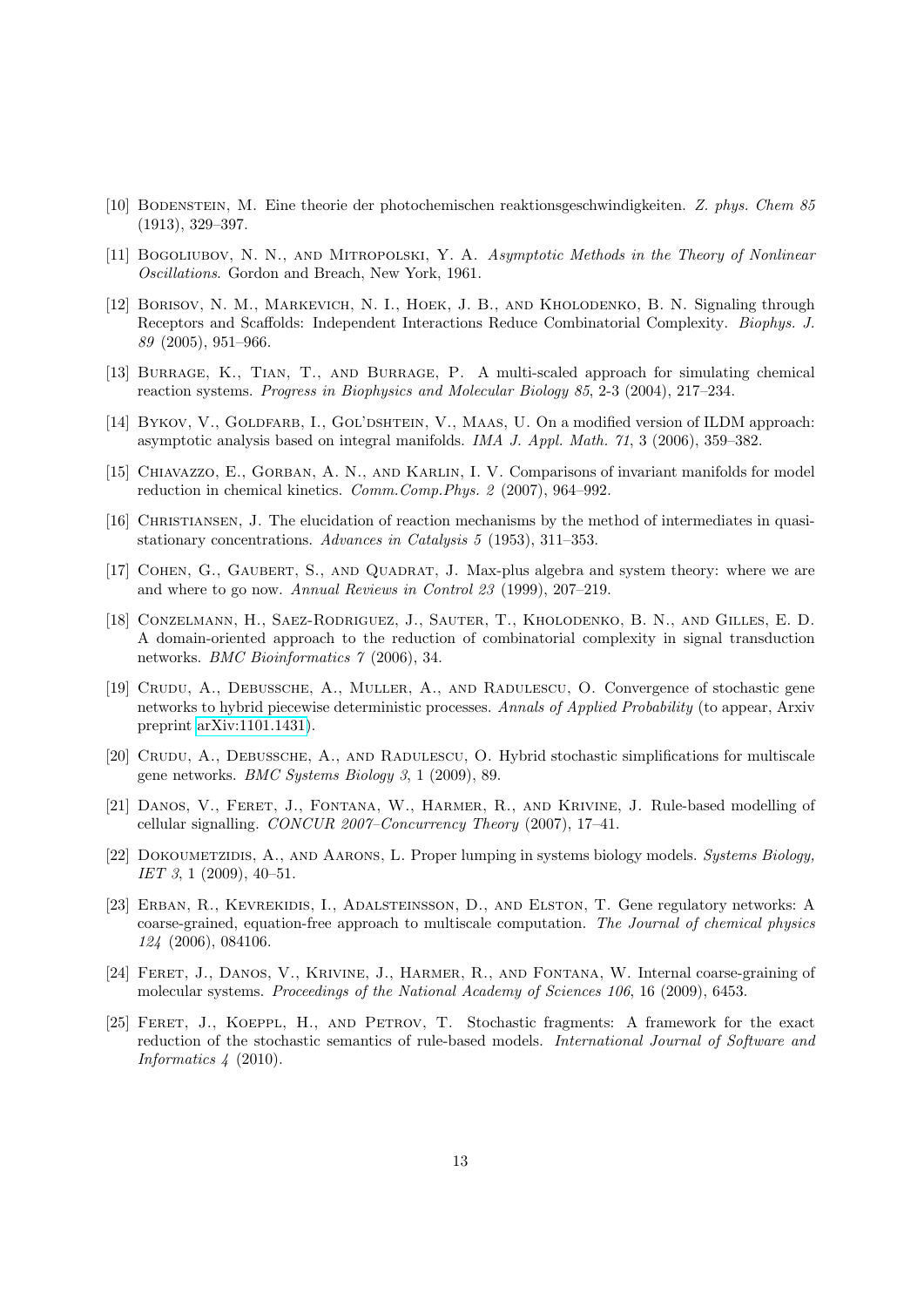[10] Bodenstein, M. Eine theorie der photochemischen reaktionsgeschwindigkeiten. *Z. phys. Chem 85* (1913), 329–397.

[11] Bogoliubov, N. N., and Mitropolski, Y. A. *Asymptotic Methods in the Theory of Nonlinear Oscillations*. Gordon and Breach, New York, 1961.

[12] Borisov, N. M., Markevich, N. I., Hoek, J. B., and Kholodenko, B. N. Signaling through Receptors and Scaffolds: Independent Interactions Reduce Combinatorial Complexity. *Biophys. J. 89* (2005), 951–966.

[13] Burrage, K., Tian, T., and Burrage, P. A multi-scaled approach for simulating chemical reaction systems. *Progress in Biophysics and Molecular Biology 85*, 2-3 (2004), 217–234.

[14] Bykov, V., Goldfarb, I., Gol'dshtein, V., Maas, U. On a modified version of ILDM approach: asymptotic analysis based on integral manifolds. *IMA J. Appl. Math. 71*, 3 (2006), 359–382.

[15] Chiavazzo, E., Gorban, A. N., and Karlin, I. V. Comparisons of invariant manifolds for model reduction in chemical kinetics. *Comm.Comp.Phys. 2* (2007), 964–992.

[16] Christiansen, J. The elucidation of reaction mechanisms by the method of intermediates in quasi-stationary concentrations. *Advances in Catalysis 5* (1953), 311–353.

[17] Cohen, G., Gaubert, S., and Quadrat, J. Max-plus algebra and system theory: where we are and where to go now. *Annual Reviews in Control 23* (1999), 207–219.

[18] Conzelmann, H., Saez-Rodriguez, J., Sauter, T., Kholodenko, B. N., and Gilles, E. D. A domain-oriented approach to the reduction of combinatorial complexity in signal transduction networks. *BMC Bioinformatics 7* (2006), 34.

[19] Crudu, A., Debussche, A., Muller, A., and Radulescu, O. Convergence of stochastic gene networks to hybrid piecewise deterministic processes. *Annals of Applied Probability* (to appear, Arxiv preprint arXiv:1101.1431).

[20] Crudu, A., Debussche, A., and Radulescu, O. Hybrid stochastic simplifications for multiscale gene networks. *BMC Systems Biology 3*, 1 (2009), 89.

[21] Danos, V., Feret, J., Fontana, W., Harmer, R., and Krivine, J. Rule-based modelling of cellular signalling. *CONCUR 2007–Concurrency Theory* (2007), 17–41.

[22] Dokoumetzidis, A., and Aarons, L. Proper lumping in systems biology models. *Systems Biology, IET 3*, 1 (2009), 40–51.

[23] Erban, R., Kevrekidis, I., Adalsteinsson, D., and Elston, T. Gene regulatory networks: A coarse-grained, equation-free approach to multiscale computation. *The Journal of chemical physics 124* (2006), 084106.

[24] Feret, J., Danos, V., Krivine, J., Harmer, R., and Fontana, W. Internal coarse-graining of molecular systems. *Proceedings of the National Academy of Sciences 106*, 16 (2009), 6453.

[25] Feret, J., Koeppl, H., and Petrov, T. Stochastic fragments: A framework for the exact reduction of the stochastic semantics of rule-based models. *International Journal of Software and Informatics 4* (2010).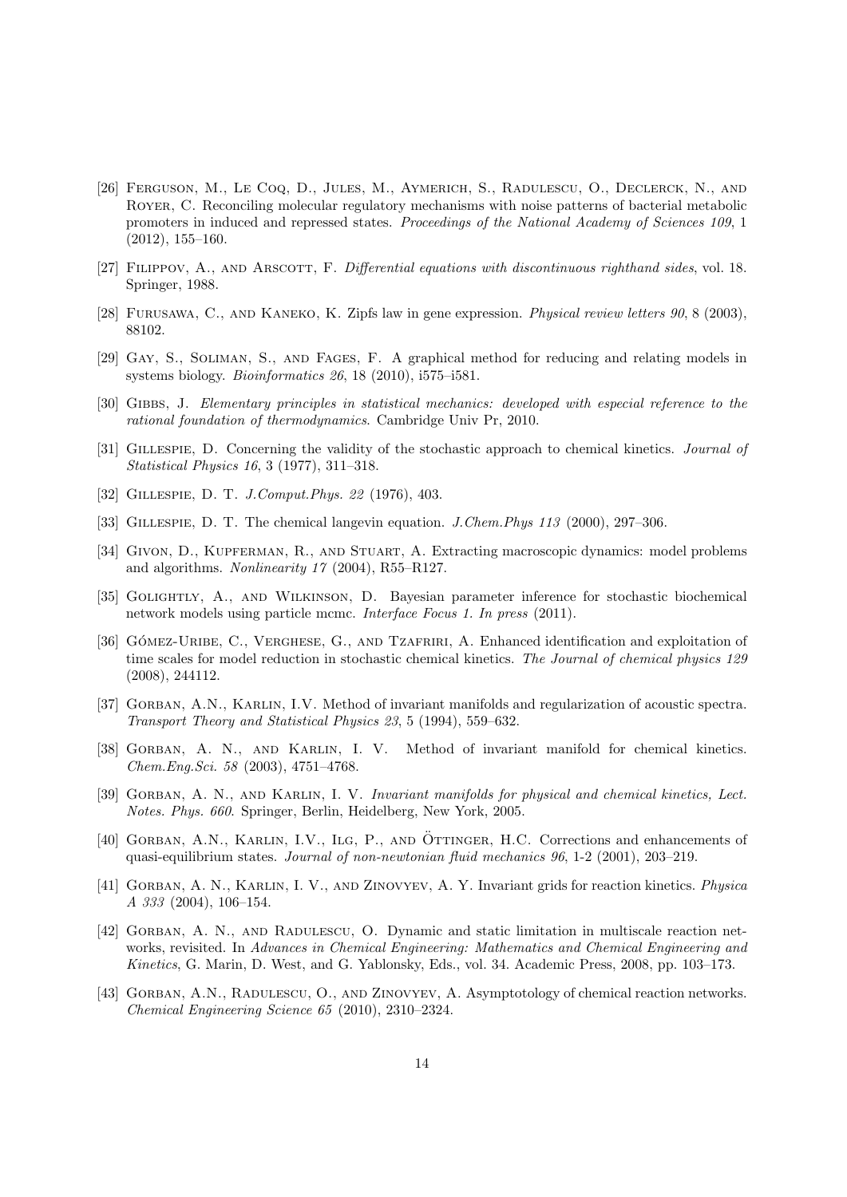[26] Ferguson, M., Le Coq, D., Jules, M., Aymerich, S., Radulescu, O., Declerck, N., and Royer, C. Reconciling molecular regulatory mechanisms with noise patterns of bacterial metabolic promoters in induced and repressed states. *Proceedings of the National Academy of Sciences 109*, 1 (2012), 155–160.

[27] Filippov, A., and Arscott, F. *Differential equations with discontinuous righthand sides*, vol. 18. Springer, 1988.

[28] Furusawa, C., and Kaneko, K. Zipfs law in gene expression. *Physical review letters 90*, 8 (2003), 88102.

[29] Gay, S., Soliman, S., and Fages, F. A graphical method for reducing and relating models in systems biology. *Bioinformatics 26*, 18 (2010), i575–i581.

[30] Gibbs, J. *Elementary principles in statistical mechanics: developed with especial reference to the rational foundation of thermodynamics*. Cambridge Univ Pr, 2010.

[31] Gillespie, D. Concerning the validity of the stochastic approach to chemical kinetics. *Journal of Statistical Physics 16*, 3 (1977), 311–318.

[32] Gillespie, D. T. *J.Comput.Phys. 22* (1976), 403.

[33] Gillespie, D. T. The chemical langevin equation. *J.Chem.Phys 113* (2000), 297–306.

[34] Givon, D., Kupferman, R., and Stuart, A. Extracting macroscopic dynamics: model problems and algorithms. *Nonlinearity 17* (2004), R55–R127.

[35] Golightly, A., and Wilkinson, D. Bayesian parameter inference for stochastic biochemical network models using particle mcmc. *Interface Focus 1. In press* (2011).

[36] Gómez-Uribe, C., Verghese, G., and Tzafriri, A. Enhanced identification and exploitation of time scales for model reduction in stochastic chemical kinetics. *The Journal of chemical physics 129* (2008), 244112.

[37] Gorban, A.N., Karlin, I.V. Method of invariant manifolds and regularization of acoustic spectra. *Transport Theory and Statistical Physics 23*, 5 (1994), 559–632.

[38] Gorban, A. N., and Karlin, I. V. Method of invariant manifold for chemical kinetics. *Chem.Eng.Sci. 58* (2003), 4751–4768.

[39] Gorban, A. N., and Karlin, I. V. *Invariant manifolds for physical and chemical kinetics, Lect. Notes. Phys. 660*. Springer, Berlin, Heidelberg, New York, 2005.

[40] Gorban, A.N., Karlin, I.V., Ilg, P., and Öttinger, H.C. Corrections and enhancements of quasi-equilibrium states. *Journal of non-newtonian fluid mechanics 96*, 1-2 (2001), 203–219.

[41] Gorban, A. N., Karlin, I. V., and Zinovyev, A. Y. Invariant grids for reaction kinetics. *Physica A 333* (2004), 106–154.

[42] Gorban, A. N., and Radulescu, O. Dynamic and static limitation in multiscale reaction networks, revisited. In *Advances in Chemical Engineering: Mathematics and Chemical Engineering and Kinetics*, G. Marin, D. West, and G. Yablonsky, Eds., vol. 34. Academic Press, 2008, pp. 103–173.

[43] Gorban, A.N., Radulescu, O., and Zinovyev, A. Asymptotology of chemical reaction networks. *Chemical Engineering Science 65* (2010), 2310–2324.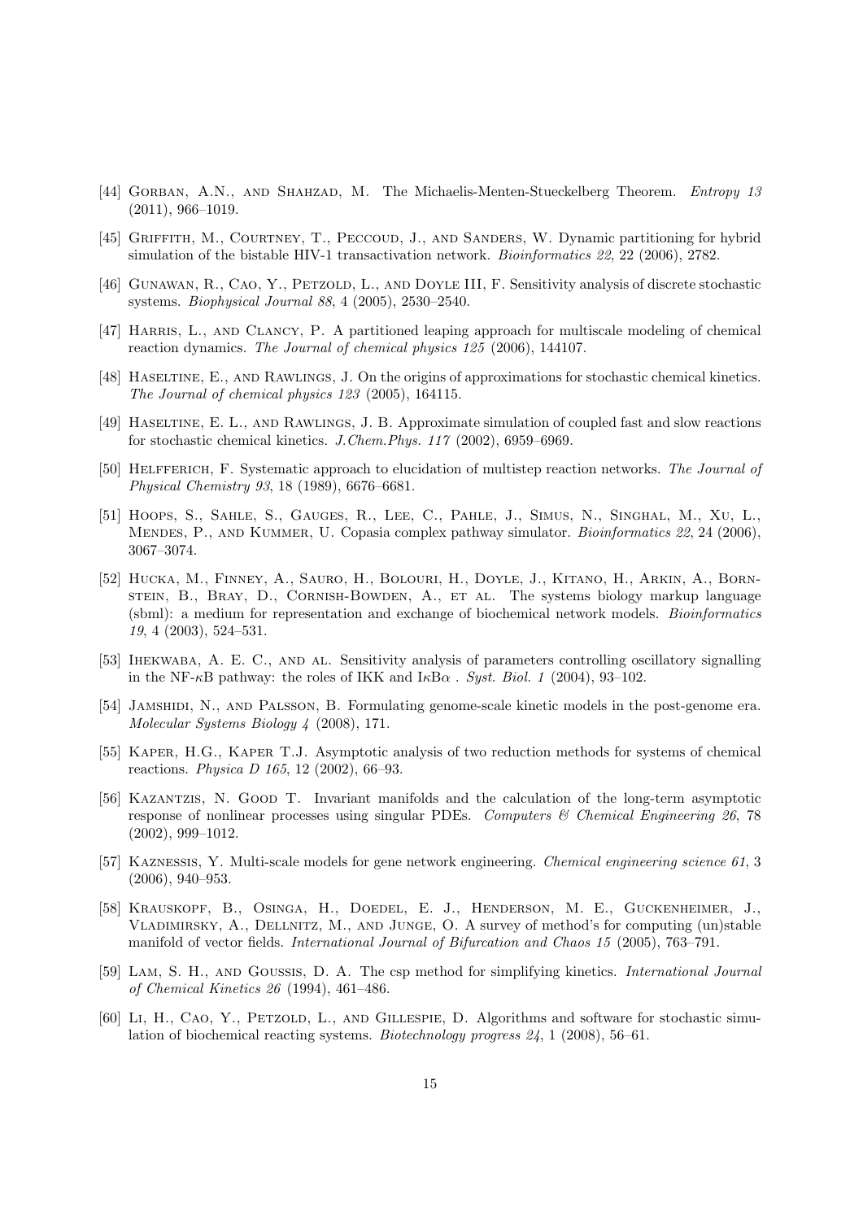[44] Gorban, A.N., and Shahzad, M. The Michaelis-Menten-Stueckelberg Theorem. *Entropy 13* (2011), 966–1019.

[45] Griffith, M., Courtney, T., Peccoud, J., and Sanders, W. Dynamic partitioning for hybrid simulation of the bistable HIV-1 transactivation network. *Bioinformatics 22*, 22 (2006), 2782.

[46] Gunawan, R., Cao, Y., Petzold, L., and Doyle III, F. Sensitivity analysis of discrete stochastic systems. *Biophysical Journal 88*, 4 (2005), 2530–2540.

[47] Harris, L., and Clancy, P. A partitioned leaping approach for multiscale modeling of chemical reaction dynamics. *The Journal of chemical physics 125* (2006), 144107.

[48] Haseltine, E., and Rawlings, J. On the origins of approximations for stochastic chemical kinetics. *The Journal of chemical physics 123* (2005), 164115.

[49] Haseltine, E. L., and Rawlings, J. B. Approximate simulation of coupled fast and slow reactions for stochastic chemical kinetics. *J.Chem.Phys. 117* (2002), 6959–6969.

[50] Helfferich, F. Systematic approach to elucidation of multistep reaction networks. *The Journal of Physical Chemistry 93*, 18 (1989), 6676–6681.

[51] Hoops, S., Sahle, S., Gauges, R., Lee, C., Pahle, J., Simus, N., Singhal, M., Xu, L., Mendes, P., and Kummer, U. Copasia complex pathway simulator. *Bioinformatics 22*, 24 (2006), 3067–3074.

[52] Hucka, M., Finney, A., Sauro, H., Bolouri, H., Doyle, J., Kitano, H., Arkin, A., Bornstein, B., Bray, D., Cornish-Bowden, A., et al. The systems biology markup language (sbml): a medium for representation and exchange of biochemical network models. *Bioinformatics 19*, 4 (2003), 524–531.

[53] Ihekwaba, A. E. C., and al. Sensitivity analysis of parameters controlling oscillatory signalling in the NF-$\kappa$B pathway: the roles of IKK and I$\kappa$B$\alpha$ . *Syst. Biol. 1* (2004), 93–102.

[54] Jamshidi, N., and Palsson, B. Formulating genome-scale kinetic models in the post-genome era. *Molecular Systems Biology 4* (2008), 171.

[55] Kaper, H.G., Kaper T.J. Asymptotic analysis of two reduction methods for systems of chemical reactions. *Physica D 165*, 12 (2002), 66–93.

[56] Kazantzis, N. Good T. Invariant manifolds and the calculation of the long-term asymptotic response of nonlinear processes using singular PDEs. *Computers & Chemical Engineering 26*, 78 (2002), 999–1012.

[57] Kaznessis, Y. Multi-scale models for gene network engineering. *Chemical engineering science 61*, 3 (2006), 940–953.

[58] Krauskopf, B., Osinga, H., Doedel, E. J., Henderson, M. E., Guckenheimer, J., Vladimirsky, A., Dellnitz, M., and Junge, O. A survey of method's for computing (un)stable manifold of vector fields. *International Journal of Bifurcation and Chaos 15* (2005), 763–791.

[59] Lam, S. H., and Goussis, D. A. The csp method for simplifying kinetics. *International Journal of Chemical Kinetics 26* (1994), 461–486.

[60] Li, H., Cao, Y., Petzold, L., and Gillespie, D. Algorithms and software for stochastic simulation of biochemical reacting systems. *Biotechnology progress 24*, 1 (2008), 56–61.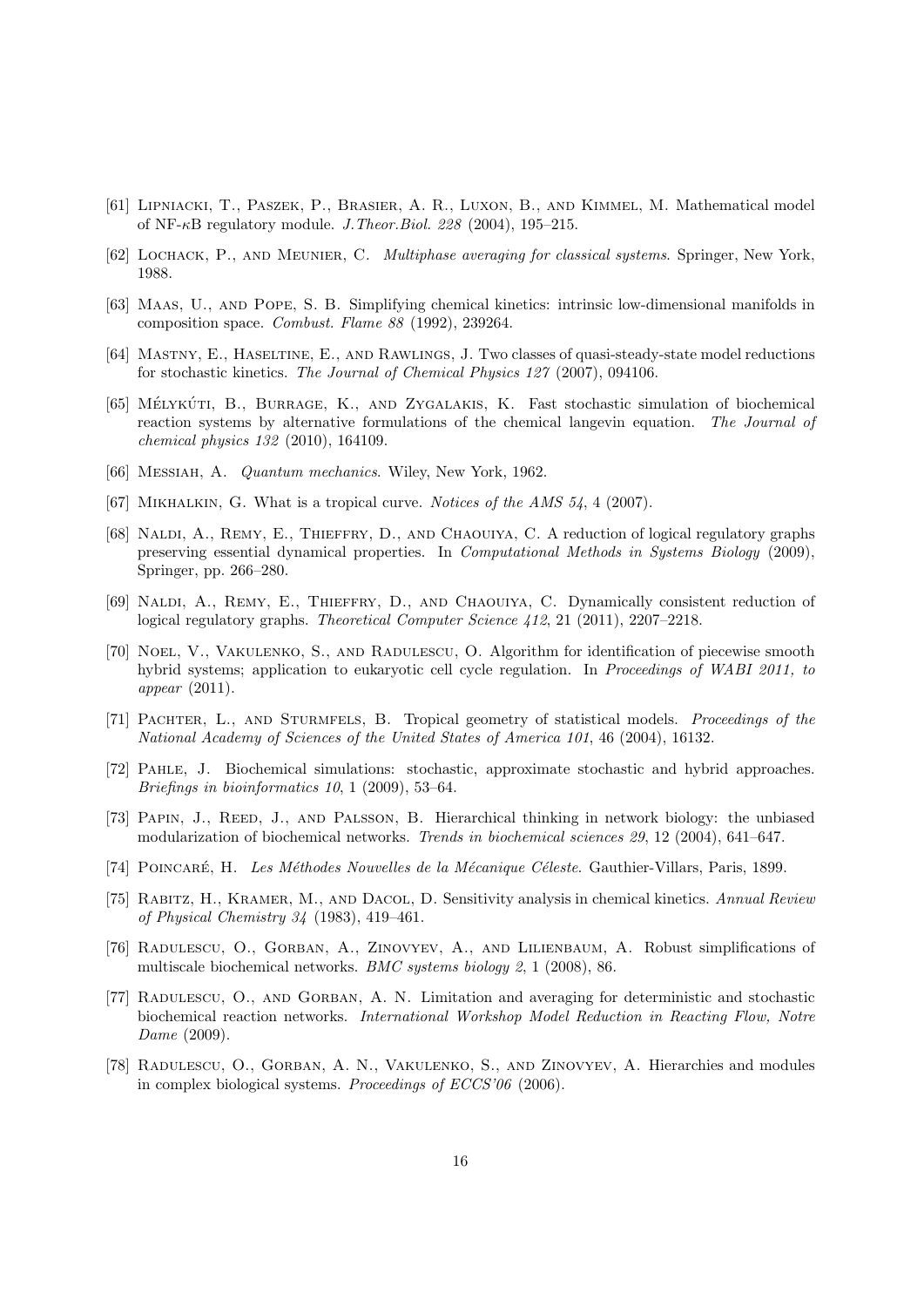[61] Lipniacki, T., Paszek, P., Brasier, A. R., Luxon, B., and Kimmel, M. Mathematical model of NF-$\kappa$B regulatory module. *J.Theor.Biol. 228* (2004), 195–215.

[62] Lochack, P., and Meunier, C. *Multiphase averaging for classical systems*. Springer, New York, 1988.

[63] Maas, U., and Pope, S. B. Simplifying chemical kinetics: intrinsic low-dimensional manifolds in composition space. *Combust. Flame 88* (1992), 239264.

[64] Mastny, E., Haseltine, E., and Rawlings, J. Two classes of quasi-steady-state model reductions for stochastic kinetics. *The Journal of Chemical Physics 127* (2007), 094106.

[65] Mélykúti, B., Burrage, K., and Zygalakis, K. Fast stochastic simulation of biochemical reaction systems by alternative formulations of the chemical langevin equation. *The Journal of chemical physics 132* (2010), 164109.

[66] Messiah, A. *Quantum mechanics*. Wiley, New York, 1962.

[67] Mikhalkin, G. What is a tropical curve. *Notices of the AMS 54*, 4 (2007).

[68] Naldi, A., Remy, E., Thieffry, D., and Chaouiya, C. A reduction of logical regulatory graphs preserving essential dynamical properties. In *Computational Methods in Systems Biology* (2009), Springer, pp. 266–280.

[69] Naldi, A., Remy, E., Thieffry, D., and Chaouiya, C. Dynamically consistent reduction of logical regulatory graphs. *Theoretical Computer Science 412*, 21 (2011), 2207–2218.

[70] Noel, V., Vakulenko, S., and Radulescu, O. Algorithm for identification of piecewise smooth hybrid systems; application to eukaryotic cell cycle regulation. In *Proceedings of WABI 2011, to appear* (2011).

[71] Pachter, L., and Sturmfels, B. Tropical geometry of statistical models. *Proceedings of the National Academy of Sciences of the United States of America 101*, 46 (2004), 16132.

[72] Pahle, J. Biochemical simulations: stochastic, approximate stochastic and hybrid approaches. *Briefings in bioinformatics 10*, 1 (2009), 53–64.

[73] Papin, J., Reed, J., and Palsson, B. Hierarchical thinking in network biology: the unbiased modularization of biochemical networks. *Trends in biochemical sciences 29*, 12 (2004), 641–647.

[74] Poincaré, H. *Les Méthodes Nouvelles de la Mécanique Céleste*. Gauthier-Villars, Paris, 1899.

[75] Rabitz, H., Kramer, M., and Dacol, D. Sensitivity analysis in chemical kinetics. *Annual Review of Physical Chemistry 34* (1983), 419–461.

[76] Radulescu, O., Gorban, A., Zinovyev, A., and Lilienbaum, A. Robust simplifications of multiscale biochemical networks. *BMC systems biology 2*, 1 (2008), 86.

[77] Radulescu, O., and Gorban, A. N. Limitation and averaging for deterministic and stochastic biochemical reaction networks. *International Workshop Model Reduction in Reacting Flow, Notre Dame* (2009).

[78] Radulescu, O., Gorban, A. N., Vakulenko, S., and Zinovyev, A. Hierarchies and modules in complex biological systems. *Proceedings of ECCS'06* (2006).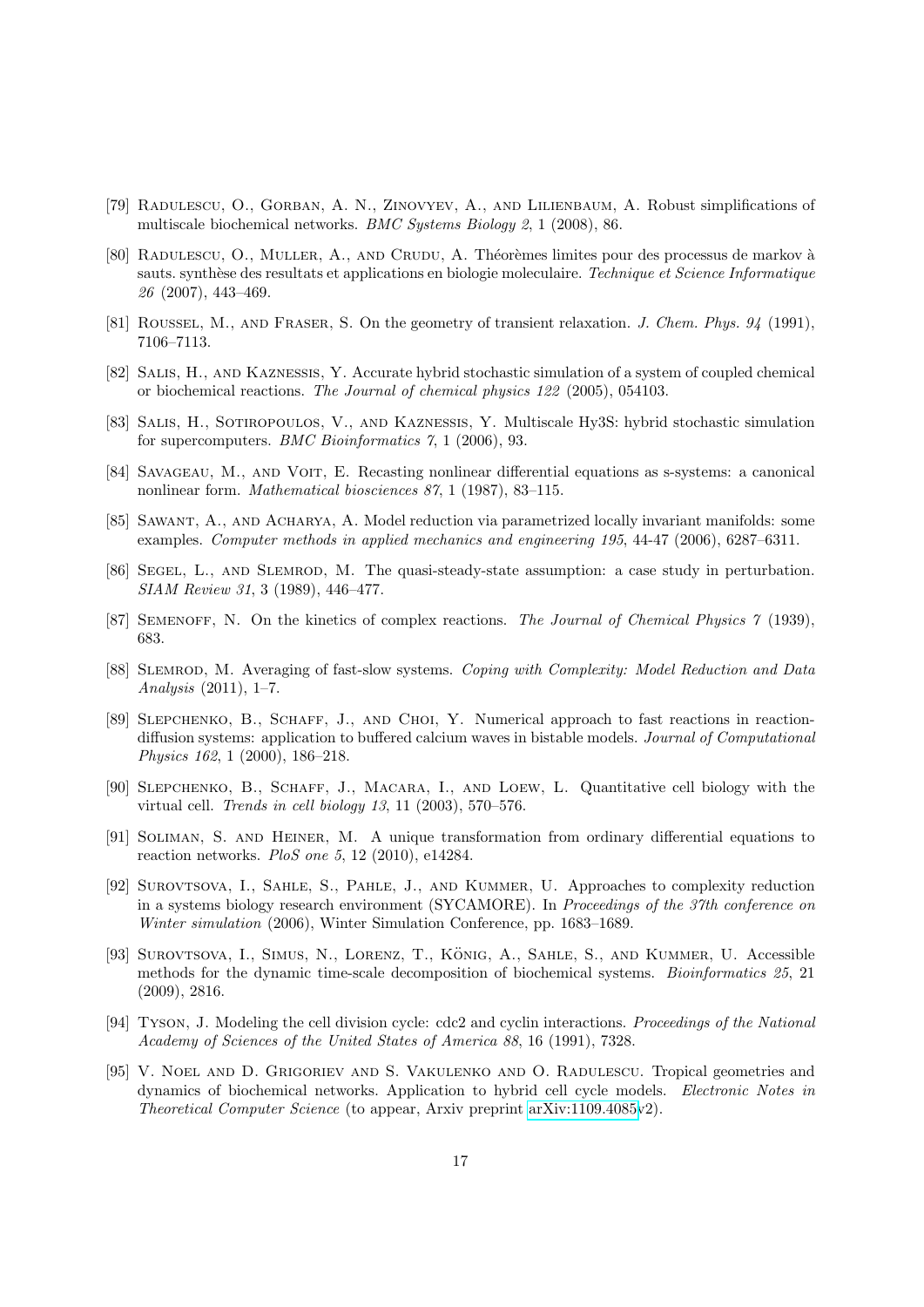[79] Radulescu, O., Gorban, A. N., Zinovyev, A., and Lilienbaum, A. Robust simplifications of multiscale biochemical networks. *BMC Systems Biology 2*, 1 (2008), 86.

[80] Radulescu, O., Muller, A., and Crudu, A. Théorèmes limites pour des processus de markov à sauts. synthèse des resultats et applications en biologie moleculaire. *Technique et Science Informatique 26* (2007), 443–469.

[81] Roussel, M., and Fraser, S. On the geometry of transient relaxation. *J. Chem. Phys. 94* (1991), 7106–7113.

[82] Salis, H., and Kaznessis, Y. Accurate hybrid stochastic simulation of a system of coupled chemical or biochemical reactions. *The Journal of chemical physics 122* (2005), 054103.

[83] Salis, H., Sotiropoulos, V., and Kaznessis, Y. Multiscale Hy3S: hybrid stochastic simulation for supercomputers. *BMC Bioinformatics 7*, 1 (2006), 93.

[84] Savageau, M., and Voit, E. Recasting nonlinear differential equations as s-systems: a canonical nonlinear form. *Mathematical biosciences 87*, 1 (1987), 83–115.

[85] Sawant, A., and Acharya, A. Model reduction via parametrized locally invariant manifolds: some examples. *Computer methods in applied mechanics and engineering 195*, 44-47 (2006), 6287–6311.

[86] Segel, L., and Slemrod, M. The quasi-steady-state assumption: a case study in perturbation. *SIAM Review 31*, 3 (1989), 446–477.

[87] Semenoff, N. On the kinetics of complex reactions. *The Journal of Chemical Physics 7* (1939), 683.

[88] Slemrod, M. Averaging of fast-slow systems. *Coping with Complexity: Model Reduction and Data Analysis* (2011), 1–7.

[89] Slepchenko, B., Schaff, J., and Choi, Y. Numerical approach to fast reactions in reaction-diffusion systems: application to buffered calcium waves in bistable models. *Journal of Computational Physics 162*, 1 (2000), 186–218.

[90] Slepchenko, B., Schaff, J., Macara, I., and Loew, L. Quantitative cell biology with the virtual cell. *Trends in cell biology 13*, 11 (2003), 570–576.

[91] Soliman, S. and Heiner, M. A unique transformation from ordinary differential equations to reaction networks. *PloS one 5*, 12 (2010), e14284.

[92] Surovtsova, I., Sahle, S., Pahle, J., and Kummer, U. Approaches to complexity reduction in a systems biology research environment (SYCAMORE). In *Proceedings of the 37th conference on Winter simulation* (2006), Winter Simulation Conference, pp. 1683–1689.

[93] Surovtsova, I., Simus, N., Lorenz, T., König, A., Sahle, S., and Kummer, U. Accessible methods for the dynamic time-scale decomposition of biochemical systems. *Bioinformatics 25*, 21 (2009), 2816.

[94] Tyson, J. Modeling the cell division cycle: cdc2 and cyclin interactions. *Proceedings of the National Academy of Sciences of the United States of America 88*, 16 (1991), 7328.

[95] V. Noel and D. Grigoriev and S. Vakulenko and O. Radulescu. Tropical geometries and dynamics of biochemical networks. Application to hybrid cell cycle models. *Electronic Notes in Theoretical Computer Science* (to appear, Arxiv preprint arXiv:1109.4085v2).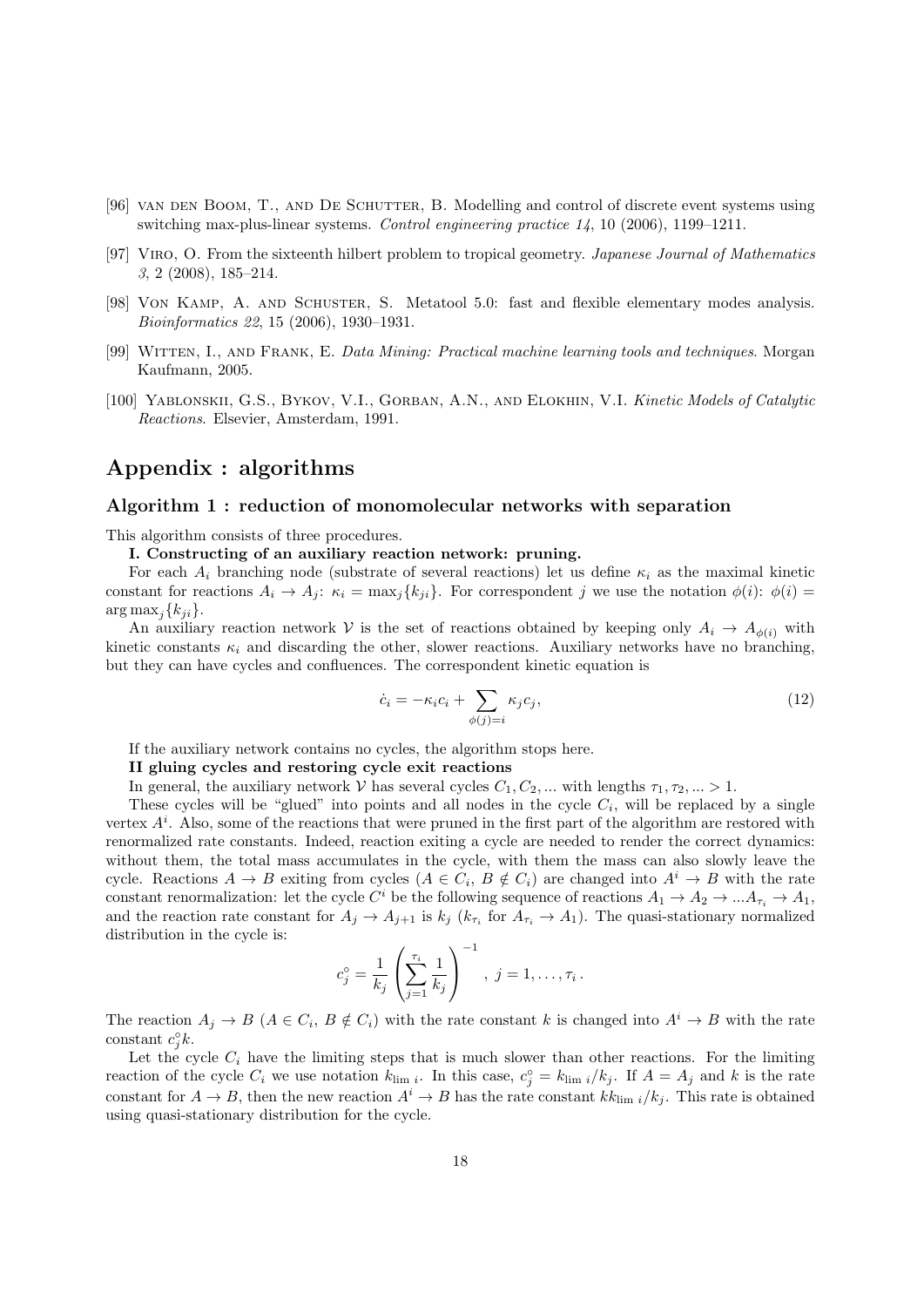[96] van den Boom, T., and De Schutter, B. Modelling and control of discrete event systems using switching max-plus-linear systems. *Control engineering practice 14*, 10 (2006), 1199–1211.

[97] Viro, O. From the sixteenth hilbert problem to tropical geometry. *Japanese Journal of Mathematics 3*, 2 (2008), 185–214.

[98] Von Kamp, A. and Schuster, S. Metatool 5.0: fast and flexible elementary modes analysis. *Bioinformatics 22*, 15 (2006), 1930–1931.

[99] Witten, I., and Frank, E. *Data Mining: Practical machine learning tools and techniques*. Morgan Kaufmann, 2005.

[100] Yablonskii, G.S., Bykov, V.I., Gorban, A.N., and Elokhin, V.I. *Kinetic Models of Catalytic Reactions*. Elsevier, Amsterdam, 1991.

# Appendix : algorithms

## Algorithm 1 : reduction of monomolecular networks with separation

This algorithm consists of three procedures.

**I. Constructing of an auxiliary reaction network: pruning.**

For each $A_i$ branching node (substrate of several reactions) let us define $\kappa_i$ as the maximal kinetic constant for reactions $A_i \to A_j$: $\kappa_i = \max_j\{k_{ji}\}$. For correspondent $j$ we use the notation $\phi(i)$: $\phi(i) = \arg\max_j\{k_{ji}\}$.

An auxiliary reaction network $\mathcal{V}$ is the set of reactions obtained by keeping only $A_i \to A_{\phi(i)}$ with kinetic constants $\kappa_i$ and discarding the other, slower reactions. Auxiliary networks have no branching, but they can have cycles and confluences. The correspondent kinetic equation is

$$\dot{c}_i = -\kappa_i c_i + \sum_{\phi(j)=i} \kappa_j c_j, \tag{12}$$

If the auxiliary network contains no cycles, the algorithm stops here.

**II gluing cycles and restoring cycle exit reactions**

In general, the auxiliary network $\mathcal{V}$ has several cycles $C_1, C_2, ...$ with lengths $\tau_1, \tau_2, ... > 1$.

These cycles will be "glued" into points and all nodes in the cycle $C_i$, will be replaced by a single vertex $A^i$. Also, some of the reactions that were pruned in the first part of the algorithm are restored with renormalized rate constants. Indeed, reaction exiting a cycle are needed to render the correct dynamics: without them, the total mass accumulates in the cycle, with them the mass can also slowly leave the cycle. Reactions $A \to B$ exiting from cycles ($A \in C_i$, $B \notin C_i$) are changed into $A^i \to B$ with the rate constant renormalization: let the cycle $C^i$ be the following sequence of reactions $A_1 \to A_2 \to ...A_{\tau_i} \to A_1$, and the reaction rate constant for $A_j \to A_{j+1}$ is $k_j$ ($k_{\tau_i}$ for $A_{\tau_i} \to A_1$). The quasi-stationary normalized distribution in the cycle is:

$$c_j^\circ = \frac{1}{k_j}\left(\sum_{j=1}^{\tau_i}\frac{1}{k_j}\right)^{-1}, \; j = 1, \ldots, \tau_i\,.$$

The reaction $A_j \to B$ ($A \in C_i$, $B \notin C_i$) with the rate constant $k$ is changed into $A^i \to B$ with the rate constant $c_j^\circ k$.

Let the cycle $C_i$ have the limiting steps that is much slower than other reactions. For the limiting reaction of the cycle $C_i$ we use notation $k_{\lim\, i}$. In this case, $c_j^\circ = k_{\lim\, i}/k_j$. If $A = A_j$ and $k$ is the rate constant for $A \to B$, then the new reaction $A^i \to B$ has the rate constant $kk_{\lim\, i}/k_j$. This rate is obtained using quasi-stationary distribution for the cycle.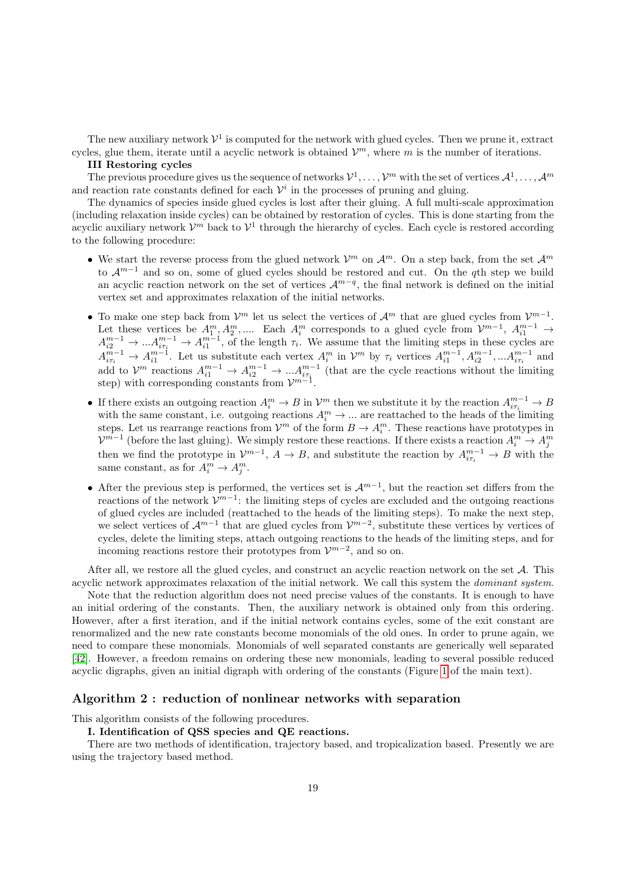The new auxiliary network $\mathcal{V}^1$ is computed for the network with glued cycles. Then we prune it, extract cycles, glue them, iterate until a acyclic network is obtained $\mathcal{V}^m$, where $m$ is the number of iterations.

**III Restoring cycles**

The previous procedure gives us the sequence of networks $\mathcal{V}^1, \dots, \mathcal{V}^m$ with the set of vertices $\mathcal{A}^1, \dots, \mathcal{A}^m$ and reaction rate constants defined for each $\mathcal{V}^i$ in the processes of pruning and gluing.

The dynamics of species inside glued cycles is lost after their gluing. A full multi-scale approximation (including relaxation inside cycles) can be obtained by restoration of cycles. This is done starting from the acyclic auxiliary network $\mathcal{V}^m$ back to $\mathcal{V}^1$ through the hierarchy of cycles. Each cycle is restored according to the following procedure:

- We start the reverse process from the glued network $\mathcal{V}^m$ on $\mathcal{A}^m$. On a step back, from the set $\mathcal{A}^m$ to $\mathcal{A}^{m-1}$ and so on, some of glued cycles should be restored and cut. On the $q$th step we build an acyclic reaction network on the set of vertices $\mathcal{A}^{m-q}$, the final network is defined on the initial vertex set and approximates relaxation of the initial networks.
- To make one step back from $\mathcal{V}^m$ let us select the vertices of $\mathcal{A}^m$ that are glued cycles from $\mathcal{V}^{m-1}$. Let these vertices be $A_1^m, A_2^m, \dots$. Each $A_i^m$ corresponds to a glued cycle from $\mathcal{V}^{m-1}$, $A_{i1}^{m-1} \to A_{i2}^{m-1} \to \dots A_{i\tau_i}^{m-1} \to A_{i1}^{m-1}$, of the length $\tau_i$. We assume that the limiting steps in these cycles are $A_{i\tau_i}^{m-1} \to A_{i1}^{m-1}$. Let us substitute each vertex $A_i^m$ in $\mathcal{V}^m$ by $\tau_i$ vertices $A_{i1}^{m-1}, A_{i2}^{m-1}, \dots A_{i\tau_i}^{m-1}$ and add to $\mathcal{V}^m$ reactions $A_{i1}^{m-1} \to A_{i2}^{m-1} \to \dots A_{i\tau_i}^{m-1}$ (that are the cycle reactions without the limiting step) with corresponding constants from $\mathcal{V}^{m-1}$.
- If there exists an outgoing reaction $A_i^m \to B$ in $\mathcal{V}^m$ then we substitute it by the reaction $A_{i\tau_i}^{m-1} \to B$ with the same constant, i.e. outgoing reactions $A_i^m \to \dots$ are reattached to the heads of the limiting steps. Let us rearrange reactions from $\mathcal{V}^m$ of the form $B \to A_i^m$. These reactions have prototypes in $\mathcal{V}^{m-1}$ (before the last gluing). We simply restore these reactions. If there exists a reaction $A_i^m \to A_j^m$ then we find the prototype in $\mathcal{V}^{m-1}$, $A \to B$, and substitute the reaction by $A_{i\tau_i}^{m-1} \to B$ with the same constant, as for $A_i^m \to A_j^m$.
- After the previous step is performed, the vertices set is $\mathcal{A}^{m-1}$, but the reaction set differs from the reactions of the network $\mathcal{V}^{m-1}$: the limiting steps of cycles are excluded and the outgoing reactions of glued cycles are included (reattached to the heads of the limiting steps). To make the next step, we select vertices of $\mathcal{A}^{m-1}$ that are glued cycles from $\mathcal{V}^{m-2}$, substitute these vertices by vertices of cycles, delete the limiting steps, attach outgoing reactions to the heads of the limiting steps, and for incoming reactions restore their prototypes from $\mathcal{V}^{m-2}$, and so on.

After all, we restore all the glued cycles, and construct an acyclic reaction network on the set $\mathcal{A}$. This acyclic network approximates relaxation of the initial network. We call this system the *dominant system*.

Note that the reduction algorithm does not need precise values of the constants. It is enough to have an initial ordering of the constants. Then, the auxiliary network is obtained only from this ordering. However, after a first iteration, and if the initial network contains cycles, some of the exit constant are renormalized and the new rate constants become monomials of the old ones. In order to prune again, we need to compare these monomials. Monomials of well separated constants are generically well separated [42]. However, a freedom remains on ordering these new monomials, leading to several possible reduced acyclic digraphs, given an initial digraph with ordering of the constants (Figure 1 of the main text).

## Algorithm 2 : reduction of nonlinear networks with separation

This algorithm consists of the following procedures.

**I. Identification of QSS species and QE reactions.**

There are two methods of identification, trajectory based, and tropicalization based. Presently we are using the trajectory based method.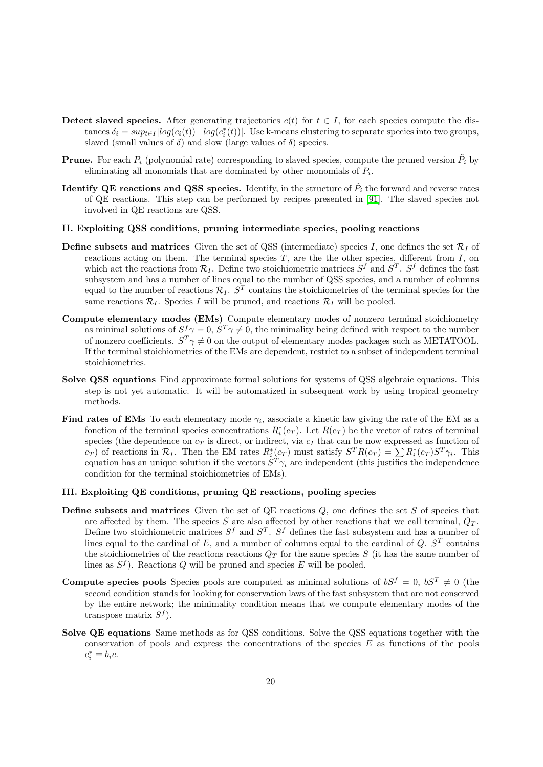**Detect slaved species.** After generating trajectories $c(t)$ for $t \in I$, for each species compute the distances $\delta_i = sup_{t \in I} |log(c_i(t)) - log(c_i^*(t))|$. Use k-means clustering to separate species into two groups, slaved (small values of $\delta$) and slow (large values of $\delta$) species.

**Prune.** For each $P_i$ (polynomial rate) corresponding to slaved species, compute the pruned version $\tilde{P}_i$ by eliminating all monomials that are dominated by other monomials of $P_i$.

**Identify QE reactions and QSS species.** Identify, in the structure of $\tilde{P}_i$ the forward and reverse rates of QE reactions. This step can be performed by recipes presented in [91]. The slaved species not involved in QE reactions are QSS.

**II. Exploiting QSS conditions, pruning intermediate species, pooling reactions**

**Define subsets and matrices** Given the set of QSS (intermediate) species $I$, one defines the set $\mathcal{R}_I$ of reactions acting on them. The terminal species $T$, are the the other species, different from $I$, on which act the reactions from $\mathcal{R}_I$. Define two stoichiometric matrices $S^f$ and $S^T$. $S^f$ defines the fast subsystem and has a number of lines equal to the number of QSS species, and a number of columns equal to the number of reactions $\mathcal{R}_I$. $S^T$ contains the stoichiometries of the terminal species for the same reactions $\mathcal{R}_I$. Species $I$ will be pruned, and reactions $\mathcal{R}_I$ will be pooled.

**Compute elementary modes (EMs)** Compute elementary modes of nonzero terminal stoichiometry as minimal solutions of $S^f \gamma = 0$, $S^T \gamma \neq 0$, the minimality being defined with respect to the number of nonzero coefficients. $S^T \gamma \neq 0$ on the output of elementary modes packages such as METATOOL. If the terminal stoichiometries of the EMs are dependent, restrict to a subset of independent terminal stoichiometries.

**Solve QSS equations** Find approximate formal solutions for systems of QSS algebraic equations. This step is not yet automatic. It will be automatized in subsequent work by using tropical geometry methods.

**Find rates of EMs** To each elementary mode $\gamma_i$, associate a kinetic law giving the rate of the EM as a fonction of the terminal species concentrations $R_i^*(c_T)$. Let $R(c_T)$ be the vector of rates of terminal species (the dependence on $c_T$ is direct, or indirect, via $c_I$ that can be now expressed as function of $c_T$) of reactions in $\mathcal{R}_I$. Then the EM rates $R_i^*(c_T)$ must satisfy $S^T R(c_T) = \sum R_i^*(c_T) S^T \gamma_i$. This equation has an unique solution if the vectors $S^T \gamma_i$ are independent (this justifies the independence condition for the terminal stoichiometries of EMs).

**III. Exploiting QE conditions, pruning QE reactions, pooling species**

**Define subsets and matrices** Given the set of QE reactions $Q$, one defines the set $S$ of species that are affected by them. The species $S$ are also affected by other reactions that we call terminal, $Q_T$. Define two stoichiometric matrices $S^f$ and $S^T$. $S^f$ defines the fast subsystem and has a number of lines equal to the cardinal of $E$, and a number of columns equal to the cardinal of $Q$. $S^T$ contains the stoichiometries of the reactions reactions $Q_T$ for the same species $S$ (it has the same number of lines as $S^f$). Reactions $Q$ will be pruned and species $E$ will be pooled.

**Compute species pools** Species pools are computed as minimal solutions of $bS^f = 0$, $bS^T \neq 0$ (the second condition stands for looking for conservation laws of the fast subsystem that are not conserved by the entire network; the minimality condition means that we compute elementary modes of the transpose matrix $S^f$).

**Solve QE equations** Same methods as for QSS conditions. Solve the QSS equations together with the conservation of pools and express the concentrations of the species $E$ as functions of the pools $c_i^* = b_i c$.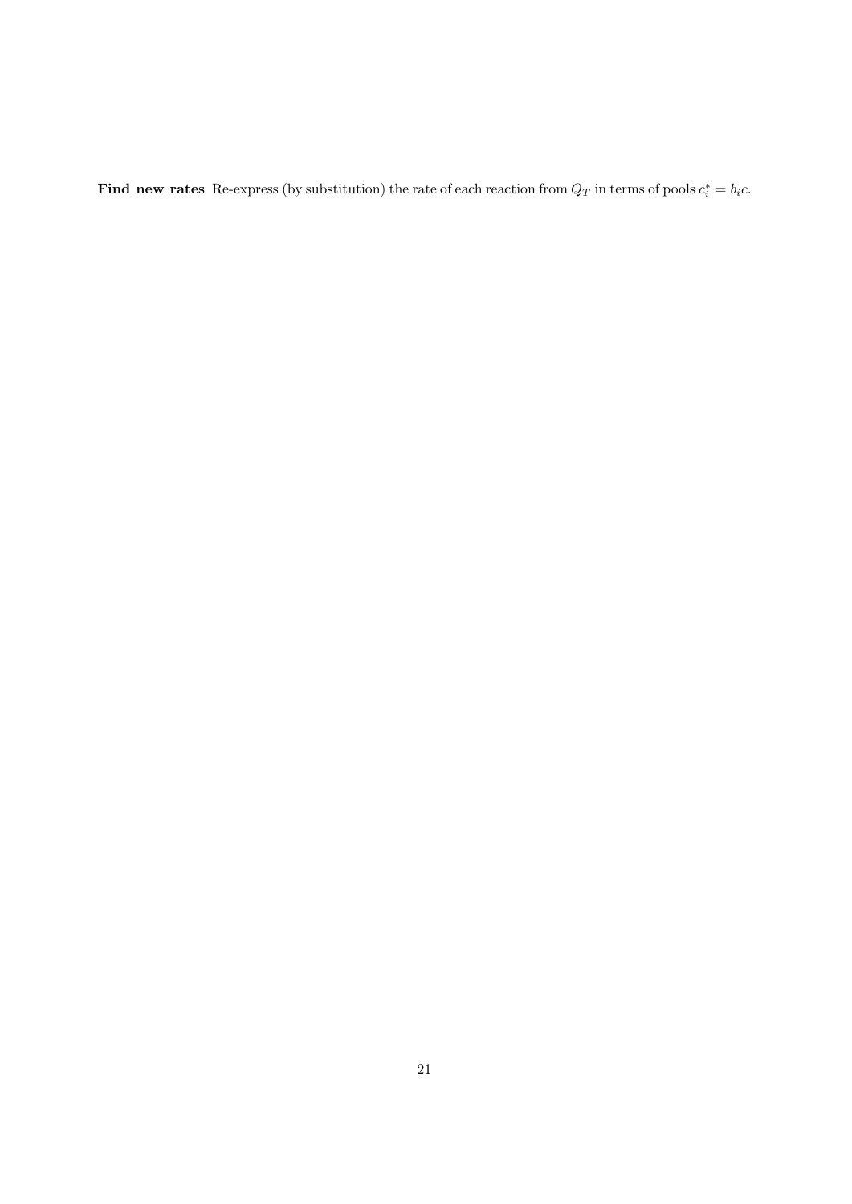**Find new rates** Re-express (by substitution) the rate of each reaction from $Q_T$ in terms of pools $c_i^* = b_i c$.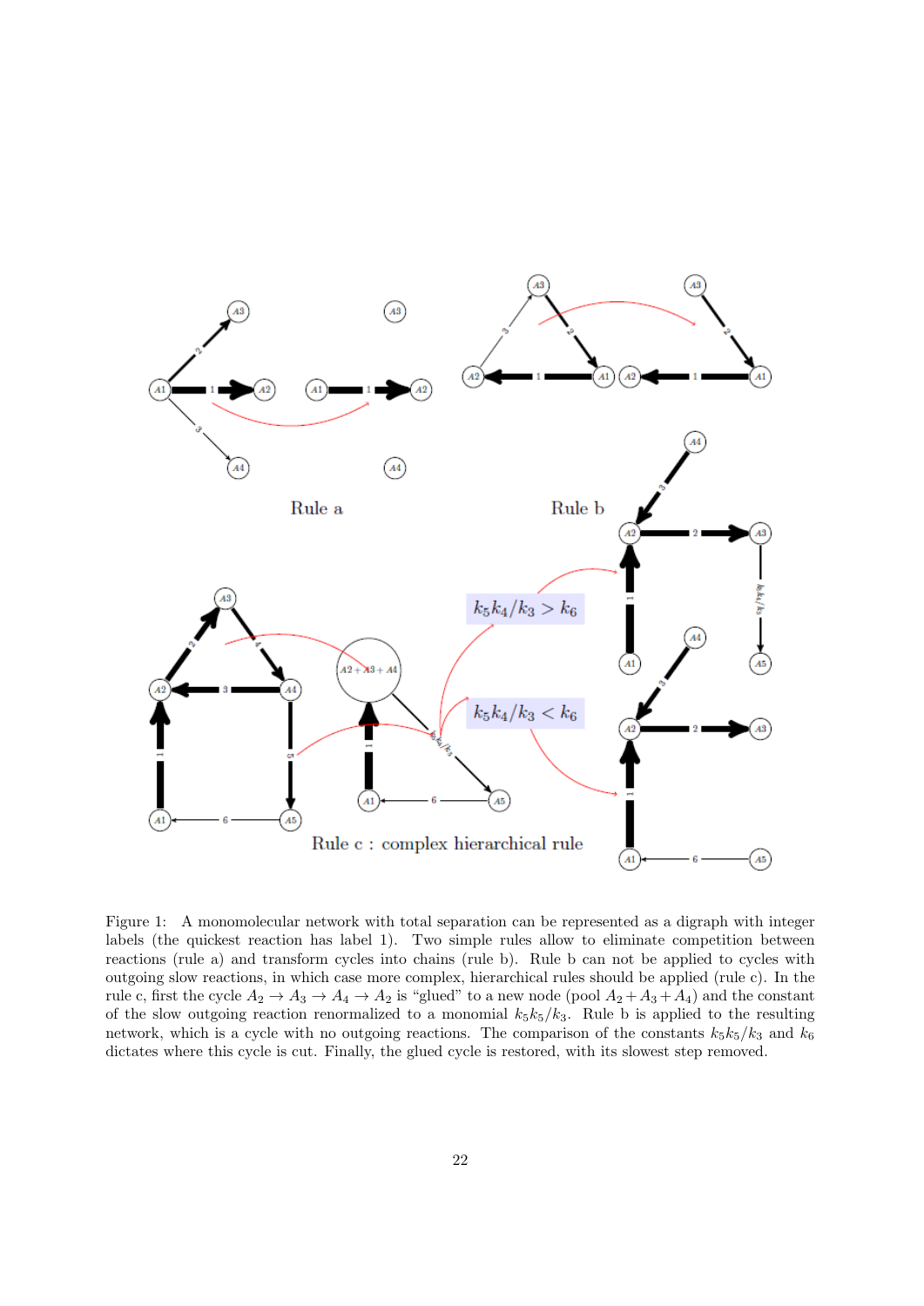Figure 1: A monomolecular network with total separation can be represented as a digraph with integer labels (the quickest reaction has label 1). Two simple rules allow to eliminate competition between reactions (rule a) and transform cycles into chains (rule b). Rule b can not be applied to cycles with outgoing slow reactions, in which case more complex, hierarchical rules should be applied (rule c). In the rule c, first the cycle $A_2 \to A_3 \to A_4 \to A_2$ is "glued" to a new node (pool $A_2 + A_3 + A_4$) and the constant of the slow outgoing reaction renormalized to a monomial $k_5 k_5/k_3$. Rule b is applied to the resulting network, which is a cycle with no outgoing reactions. The comparison of the constants $k_5 k_5/k_3$ and $k_6$ dictates where this cycle is cut. Finally, the glued cycle is restored, with its slowest step removed.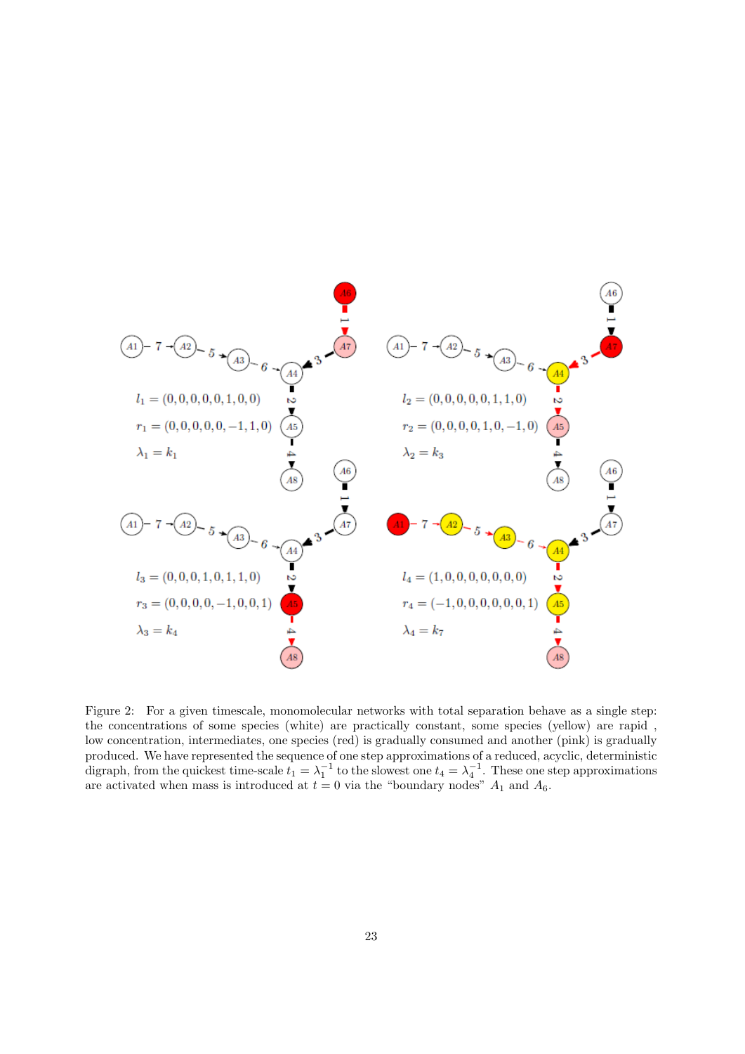$l_1 = (0,0,0,0,0,1,0,0)$

$r_1 = (0,0,0,0,0,-1,1,0)$

$\lambda_1 = k_1$

$l_2 = (0,0,0,0,0,1,1,0)$

$r_2 = (0,0,0,0,1,0,-1,0)$

$\lambda_2 = k_3$

$l_3 = (0,0,0,1,0,1,1,0)$

$r_3 = (0,0,0,0,-1,0,0,1)$

$\lambda_3 = k_4$

$l_4 = (1,0,0,0,0,0,0,0)$

$r_4 = (-1,0,0,0,0,0,0,1)$

$\lambda_4 = k_7$

Figure 2: For a given timescale, monomolecular networks with total separation behave as a single step: the concentrations of some species (white) are practically constant, some species (yellow) are rapid , low concentration, intermediates, one species (red) is gradually consumed and another (pink) is gradually produced. We have represented the sequence of one step approximations of a reduced, acyclic, deterministic digraph, from the quickest time-scale $t_1 = \lambda_1^{-1}$ to the slowest one $t_4 = \lambda_4^{-1}$. These one step approximations are activated when mass is introduced at $t = 0$ via the "boundary nodes" $A_1$ and $A_6$.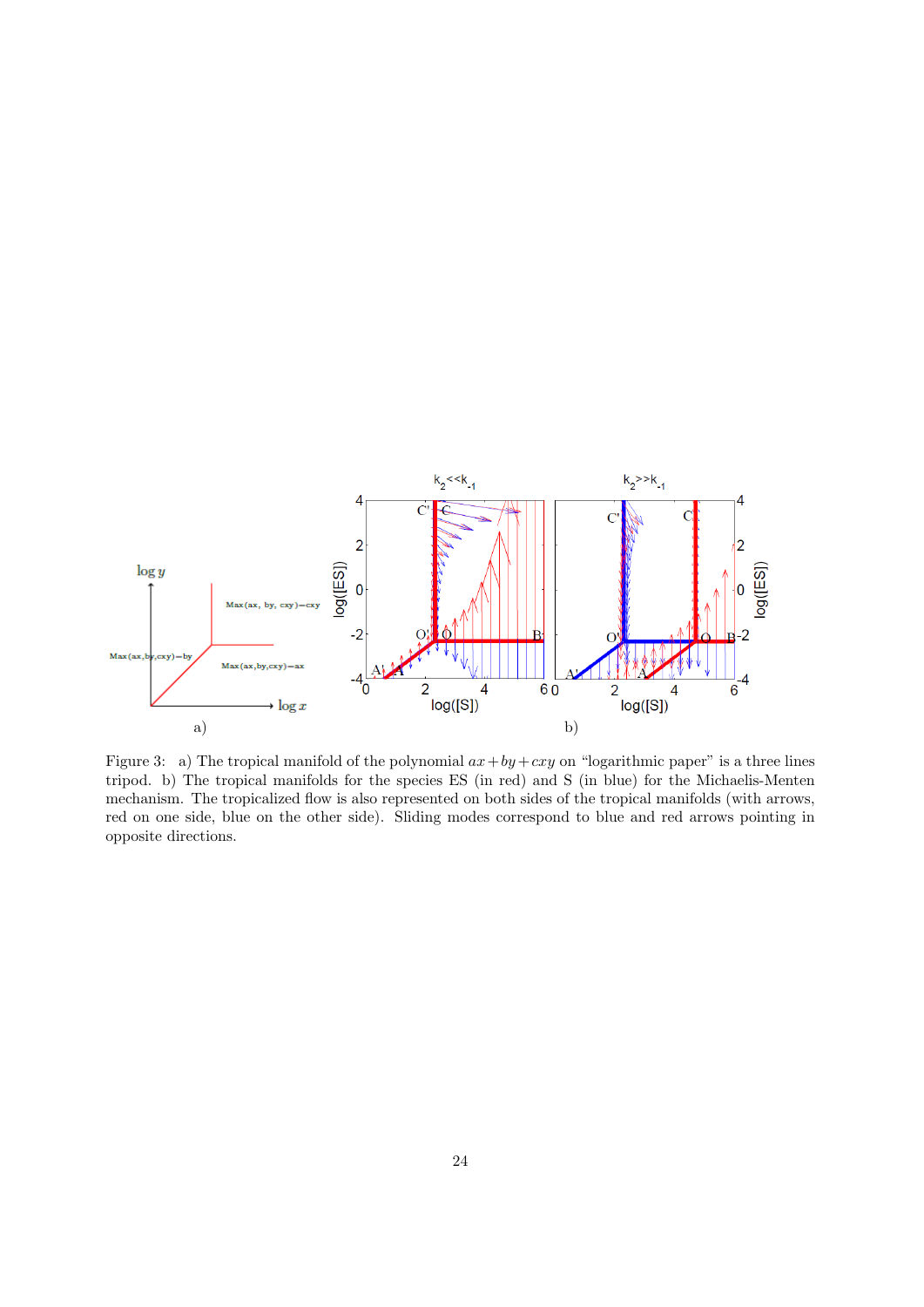Figure 3: a) The tropical manifold of the polynomial $ax + by + cxy$ on "logarithmic paper" is a three lines tripod. b) The tropical manifolds for the species ES (in red) and S (in blue) for the Michaelis-Menten mechanism. The tropicalized flow is also represented on both sides of the tropical manifolds (with arrows, red on one side, blue on the other side). Sliding modes correspond to blue and red arrows pointing in opposite directions.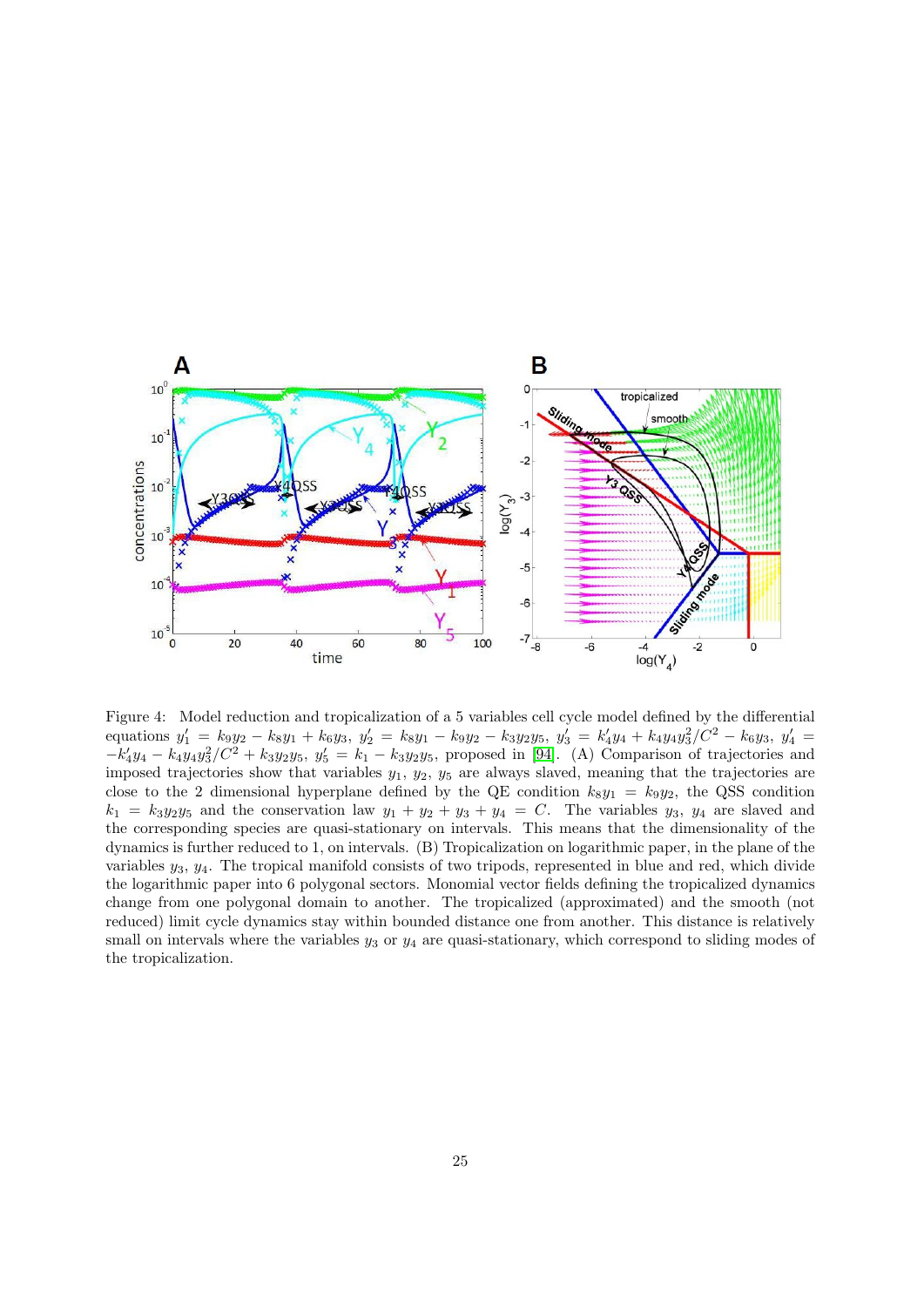Figure 4: Model reduction and tropicalization of a 5 variables cell cycle model defined by the differential equations $y_1' = k_9 y_2 - k_8 y_1 + k_6 y_3$, $y_2' = k_8 y_1 - k_9 y_2 - k_3 y_2 y_5$, $y_3' = k_4' y_4 + k_4 y_4 y_3^2/C^2 - k_6 y_3$, $y_4' = -k_4' y_4 - k_4 y_4 y_3^2/C^2 + k_3 y_2 y_5$, $y_5' = k_1 - k_3 y_2 y_5$, proposed in [94]. (A) Comparison of trajectories and imposed trajectories show that variables $y_1$, $y_2$, $y_5$ are always slaved, meaning that the trajectories are close to the 2 dimensional hyperplane defined by the QE condition $k_8 y_1 = k_9 y_2$, the QSS condition $k_1 = k_3 y_2 y_5$ and the conservation law $y_1 + y_2 + y_3 + y_4 = C$. The variables $y_3$, $y_4$ are slaved and the corresponding species are quasi-stationary on intervals. This means that the dimensionality of the dynamics is further reduced to 1, on intervals. (B) Tropicalization on logarithmic paper, in the plane of the variables $y_3$, $y_4$. The tropical manifold consists of two tripods, represented in blue and red, which divide the logarithmic paper into 6 polygonal sectors. Monomial vector fields defining the tropicalized dynamics change from one polygonal domain to another. The tropicalized (approximated) and the smooth (not reduced) limit cycle dynamics stay within bounded distance one from another. This distance is relatively small on intervals where the variables $y_3$ or $y_4$ are quasi-stationary, which correspond to sliding modes of the tropicalization.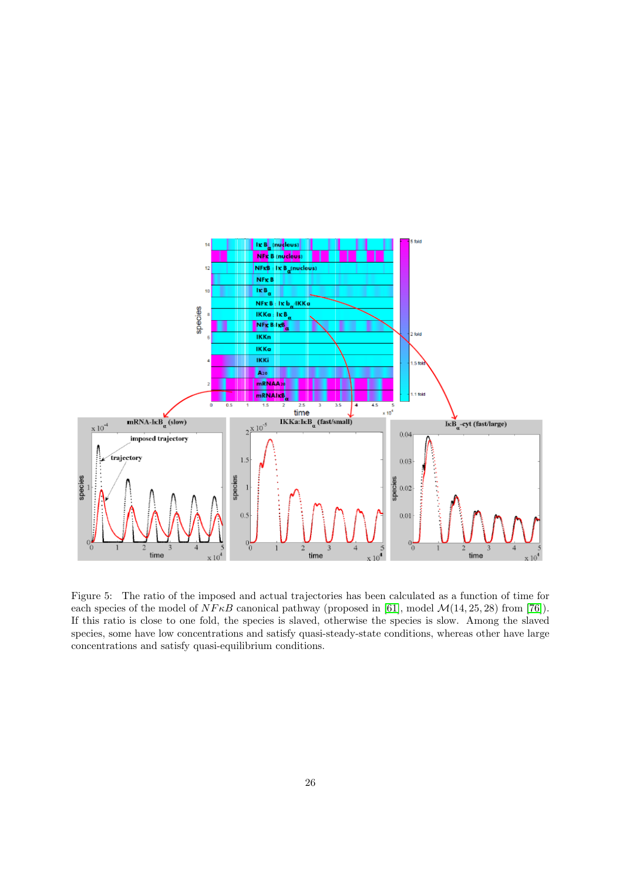Figure 5: The ratio of the imposed and actual trajectories has been calculated as a function of time for each species of the model of $NF\kappa B$ canonical pathway (proposed in [61], model $\mathcal{M}(14, 25, 28)$ from [76]). If this ratio is close to one fold, the species is slaved, otherwise the species is slow. Among the slaved species, some have low concentrations and satisfy quasi-steady-state conditions, whereas other have large concentrations and satisfy quasi-equilibrium conditions.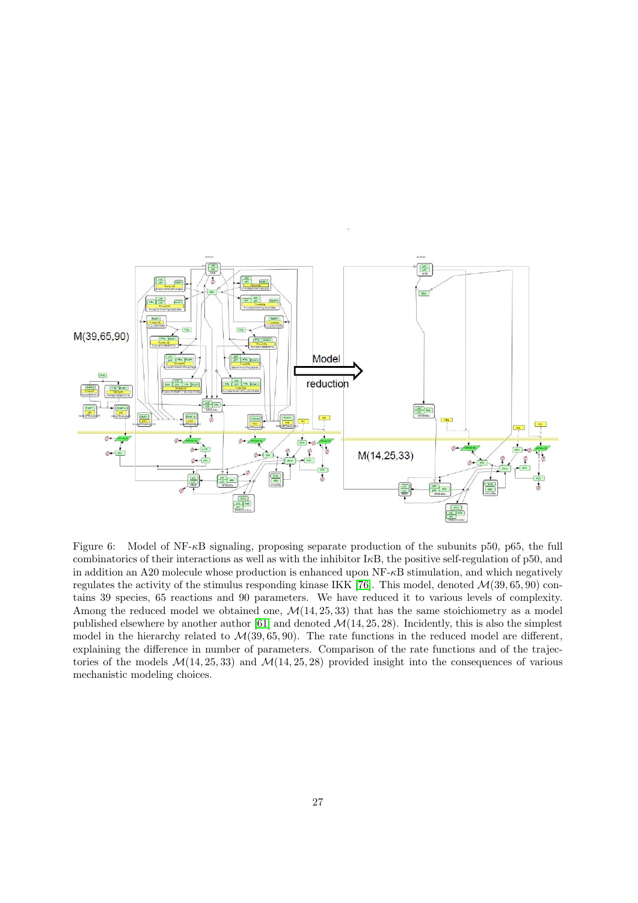Figure 6: Model of NF-$\kappa$B signaling, proposing separate production of the subunits p50, p65, the full combinatorics of their interactions as well as with the inhibitor I$\kappa$B, the positive self-regulation of p50, and in addition an A20 molecule whose production is enhanced upon NF-$\kappa$B stimulation, and which negatively regulates the activity of the stimulus responding kinase IKK [76]. This model, denoted $\mathcal{M}(39, 65, 90)$ contains 39 species, 65 reactions and 90 parameters. We have reduced it to various levels of complexity. Among the reduced model we obtained one, $\mathcal{M}(14, 25, 33)$ that has the same stoichiometry as a model published elsewhere by another author [61] and denoted $\mathcal{M}(14, 25, 28)$. Incidently, this is also the simplest model in the hierarchy related to $\mathcal{M}(39, 65, 90)$. The rate functions in the reduced model are different, explaining the difference in number of parameters. Comparison of the rate functions and of the trajectories of the models $\mathcal{M}(14, 25, 33)$ and $\mathcal{M}(14, 25, 28)$ provided insight into the consequences of various mechanistic modeling choices.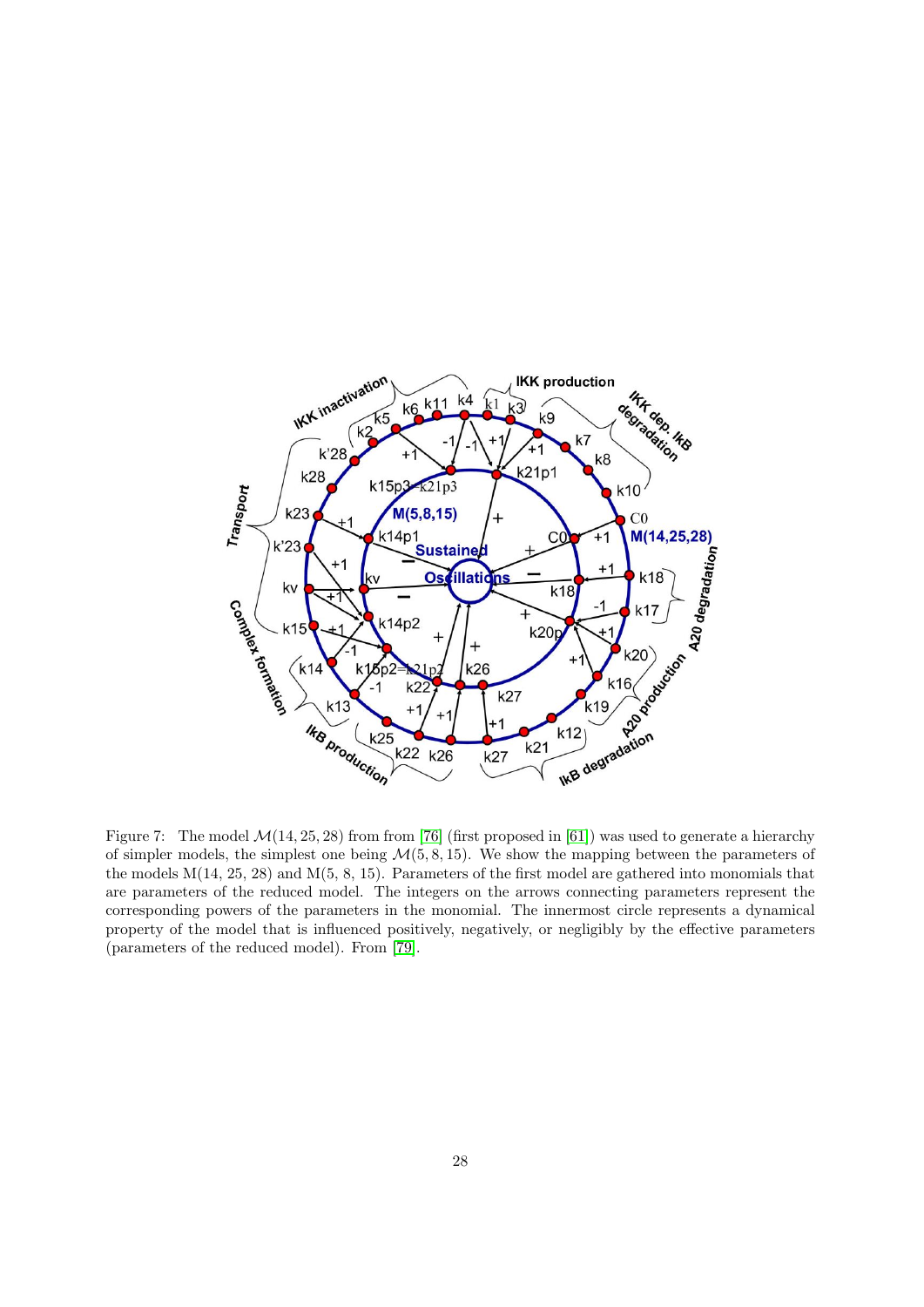IKK inactivation

IKK production

IKK dep. IkB degradation

k5 k6 k11 k4 k1 k3 k9 k7 k8 k10

k2

k'28

k28

k23

k'23

kv

k15

k14

k13

k25

k22 k26

k27

k21

k12

k19

k16

k20

k17

k18

C0

M(14,25,28)

M(5,8,15)

k15p3=k21p3

k21p1

k14p1

C0

Sustained

Oscillations

kv

k18

k14p2

k20p

k15p2=k21p2

k22

k26

k27

Transport

Complex formation

IkB production

IkB degradation

A20 production

A20 degradation

-1 -1 +1 +1 +1 +1 +1 +1 +1 +1 -1 +1 -1 +1 +1 +1 -1 +1

+ − + − − + + +

Figure 7: The model $\mathcal{M}(14, 25, 28)$ from from [76] (first proposed in [61]) was used to generate a hierarchy of simpler models, the simplest one being $\mathcal{M}(5, 8, 15)$. We show the mapping between the parameters of the models M(14, 25, 28) and M(5, 8, 15). Parameters of the first model are gathered into monomials that are parameters of the reduced model. The integers on the arrows connecting parameters represent the corresponding powers of the parameters in the monomial. The innermost circle represents a dynamical property of the model that is influenced positively, negatively, or negligibly by the effective parameters (parameters of the reduced model). From [79].